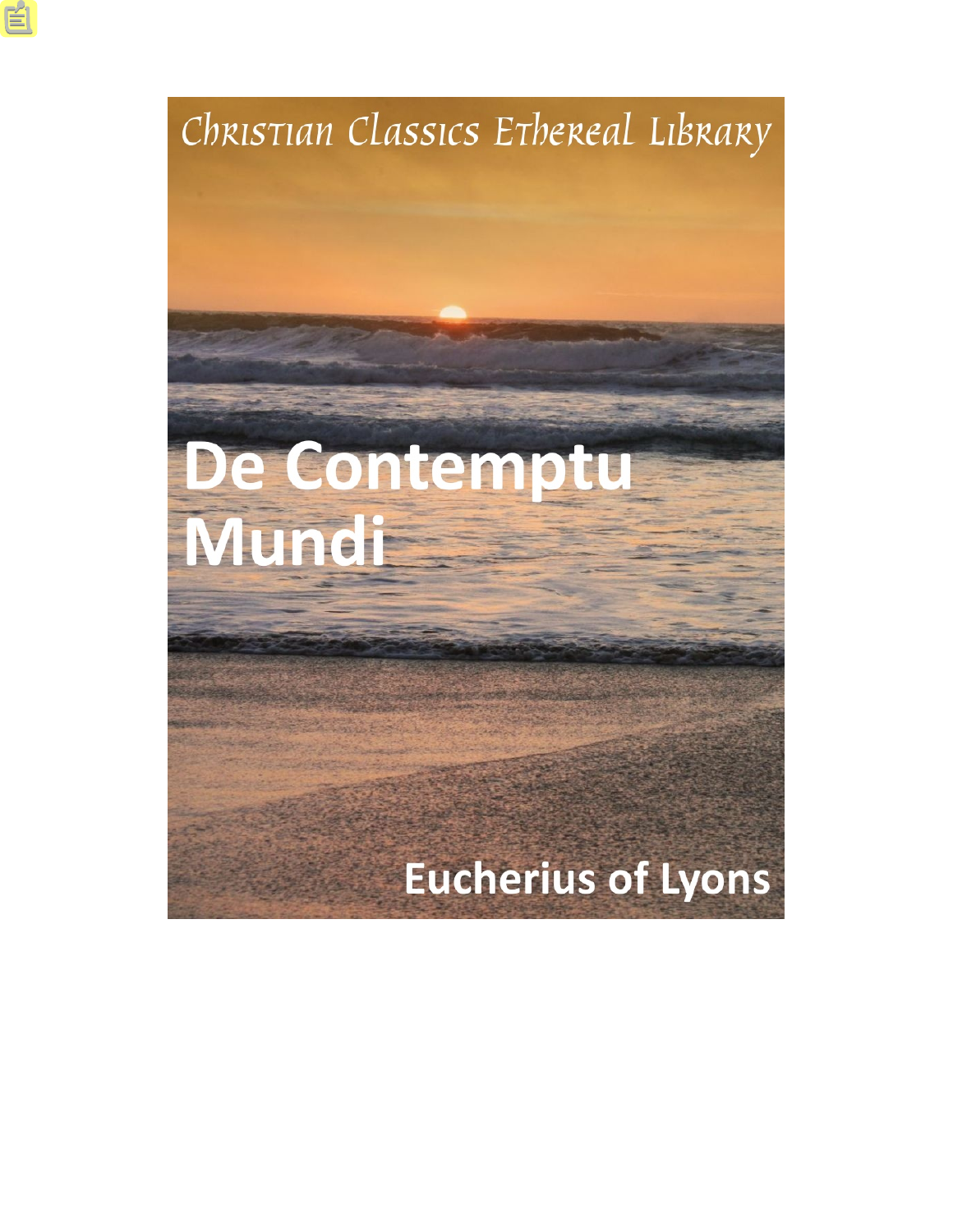Christian Classics Ethereal Library

# De Contemptu Mundi

Eucherius of Lyons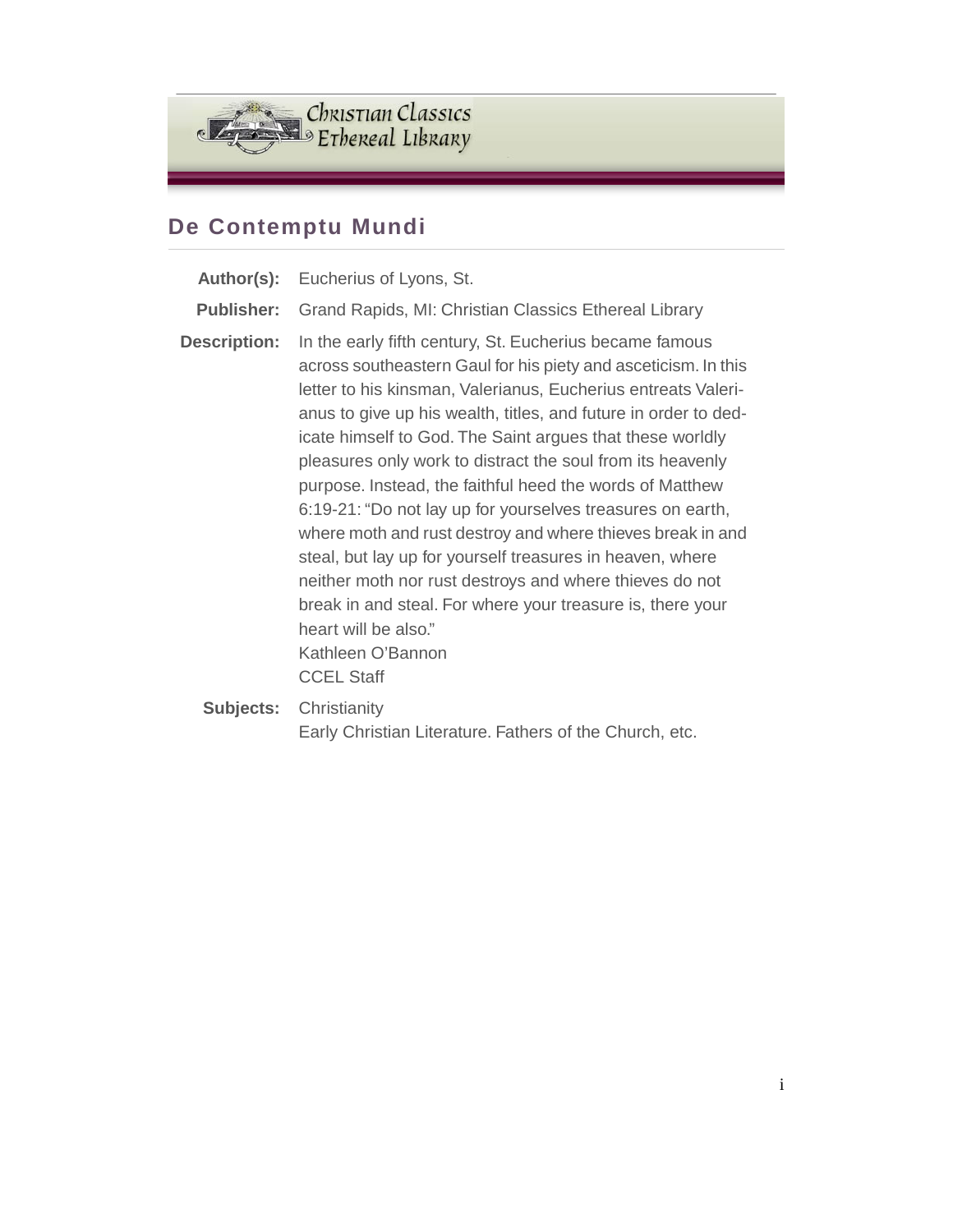## De Contemptu Mundi

**Author(s):** Eucherius of Lyons, St.

**Publisher:** Grand Rapids, MI: Christian Classics Ethereal Library

**Description:** In the early fifth century, St. Eucherius became famous across southeastern Gaul for his piety and asceticism. In this letter to his kinsman, Valerianus, Eucherius entreats Valerianus to give up his wealth, titles, and future in order to dedicate himself to God. The Saint argues that these worldly pleasures only work to distract the soul from its heavenly purpose. Instead, the faithful heed the words of Matthew 6:19-21: "Do not lay up for yourselves treasures on earth, where moth and rust destroy and where thieves break in and steal, but lay up for yourself treasures in heaven, where neither moth nor rust destroys and where thieves do not break in and steal. For where your treasure is, there your heart will be also."
Kathleen O'Bannon
CCEL Staff

**Subjects:** Christianity
Early Christian Literature. Fathers of the Church, etc.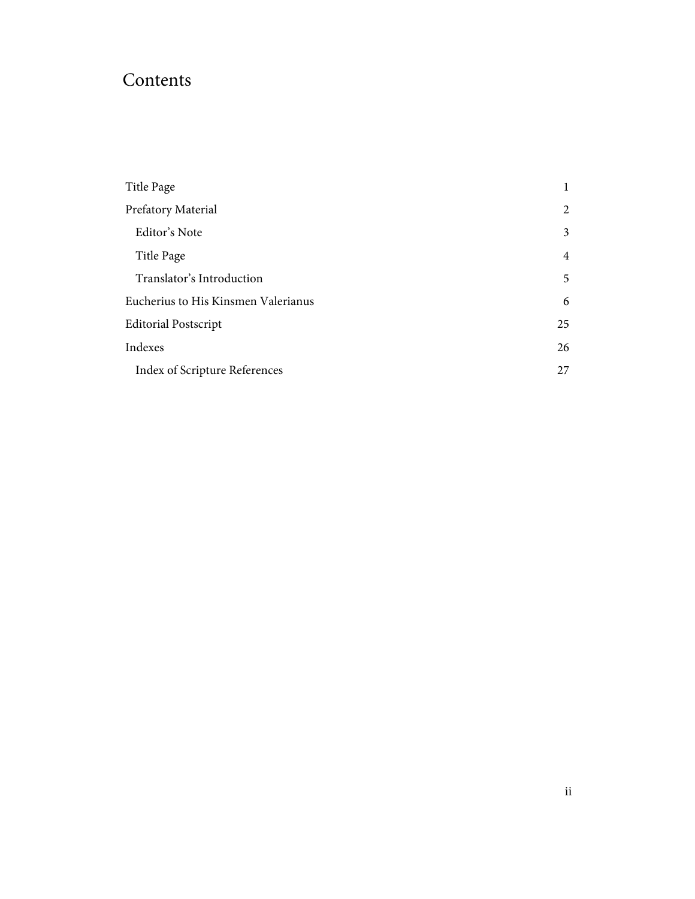# Contents

| | |
|---|---|
| Title Page | 1 |
| Prefatory Material | 2 |
| Editor's Note | 3 |
| Title Page | 4 |
| Translator's Introduction | 5 |
| Eucherius to His Kinsmen Valerianus | 6 |
| Editorial Postscript | 25 |
| Indexes | 26 |
| Index of Scripture References | 27 |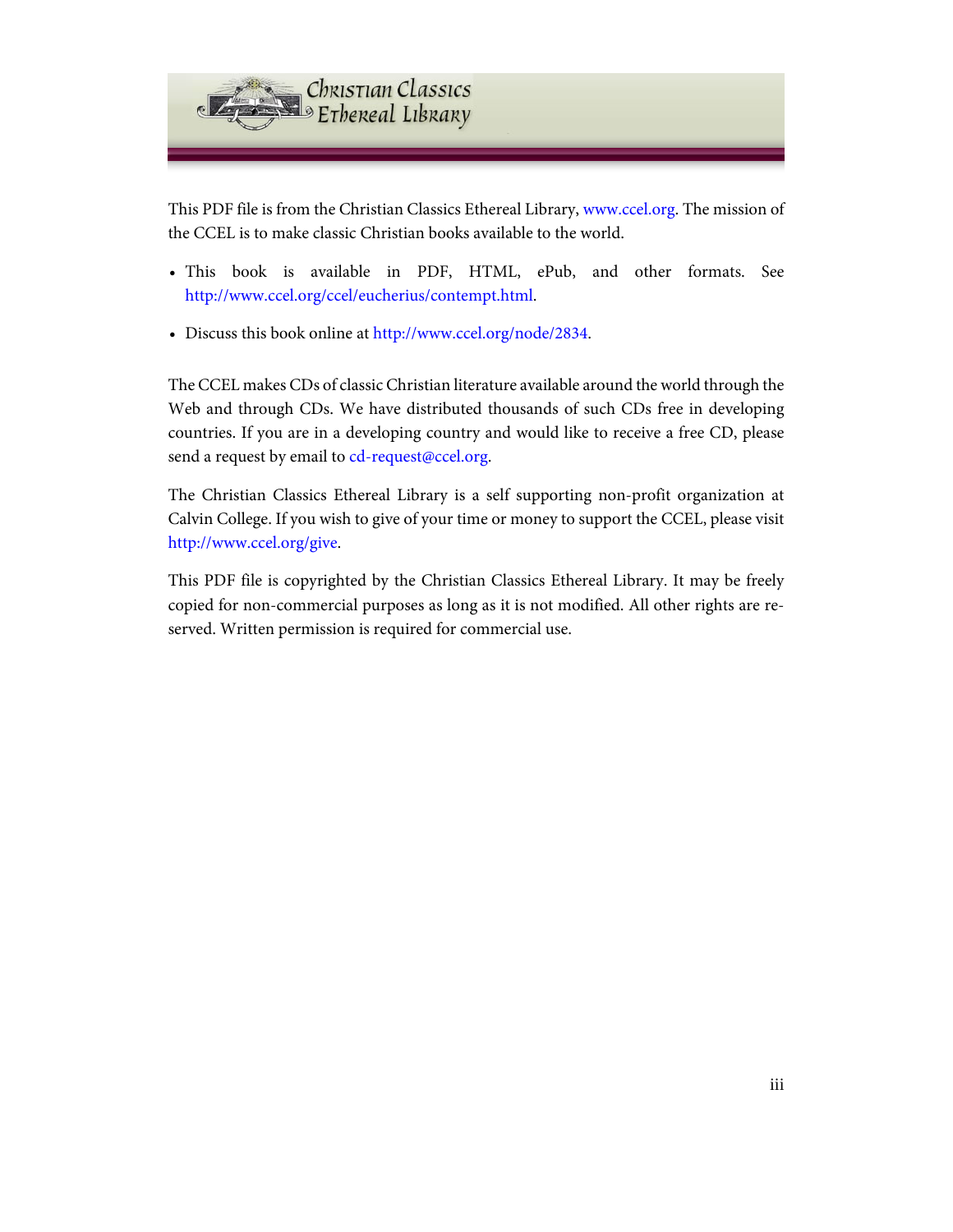This PDF file is from the Christian Classics Ethereal Library, www.ccel.org. The mission of the CCEL is to make classic Christian books available to the world.

- This book is available in PDF, HTML, ePub, and other formats. See http://www.ccel.org/ccel/eucherius/contempt.html.
- Discuss this book online at http://www.ccel.org/node/2834.

The CCEL makes CDs of classic Christian literature available around the world through the Web and through CDs. We have distributed thousands of such CDs free in developing countries. If you are in a developing country and would like to receive a free CD, please send a request by email to cd-request@ccel.org.

The Christian Classics Ethereal Library is a self supporting non-profit organization at Calvin College. If you wish to give of your time or money to support the CCEL, please visit http://www.ccel.org/give.

This PDF file is copyrighted by the Christian Classics Ethereal Library. It may be freely copied for non-commercial purposes as long as it is not modified. All other rights are reserved. Written permission is required for commercial use.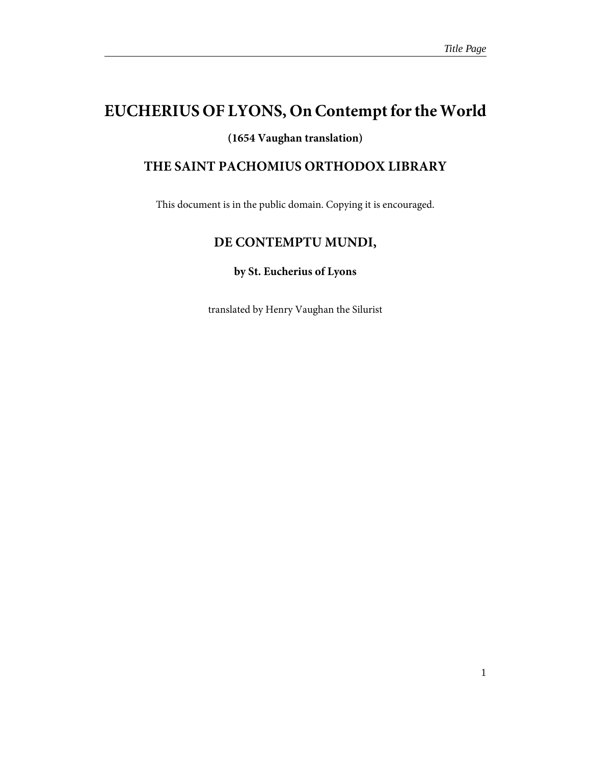# EUCHERIUS OF LYONS, On Contempt for the World

**(1654 Vaughan translation)**

## THE SAINT PACHOMIUS ORTHODOX LIBRARY

This document is in the public domain. Copying it is encouraged.

## DE CONTEMPTU MUNDI,

**by St. Eucherius of Lyons**

translated by Henry Vaughan the Silurist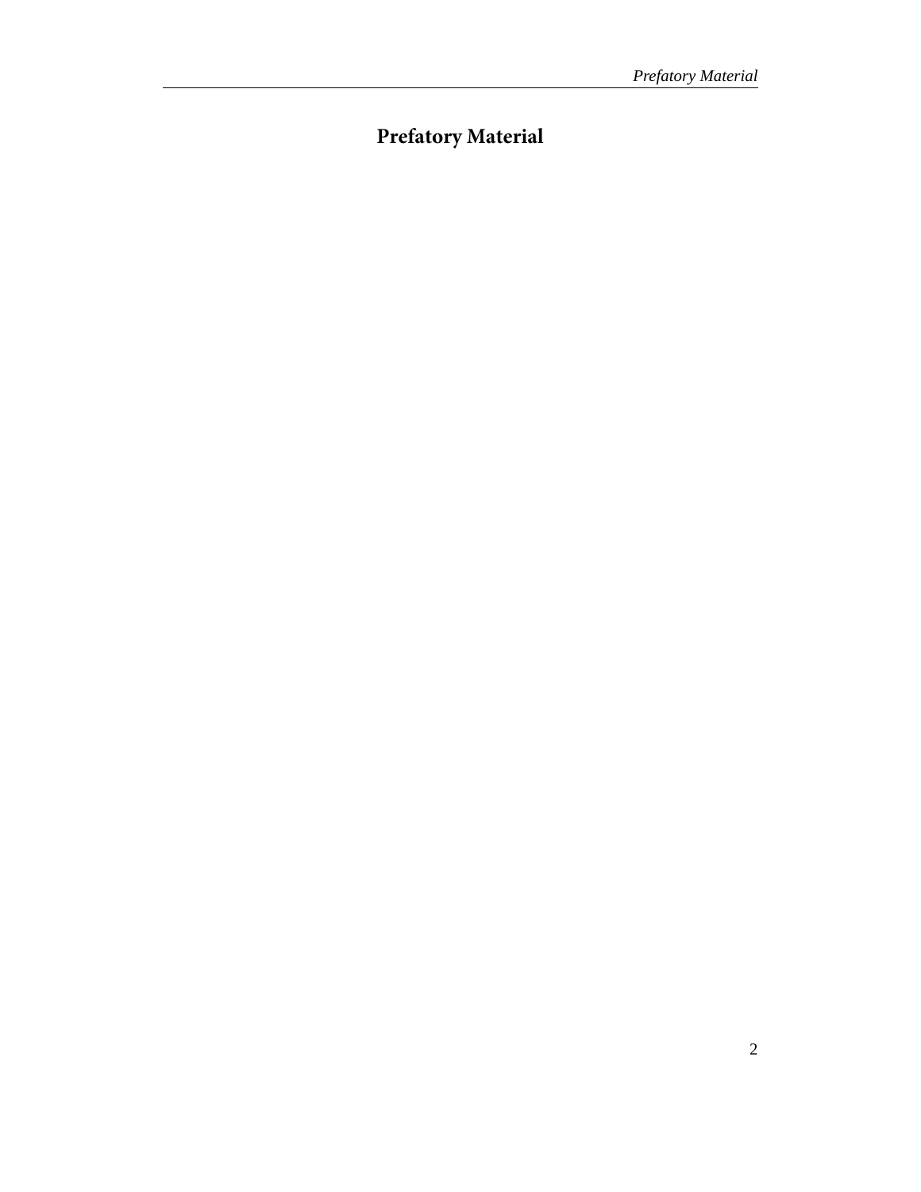# Prefatory Material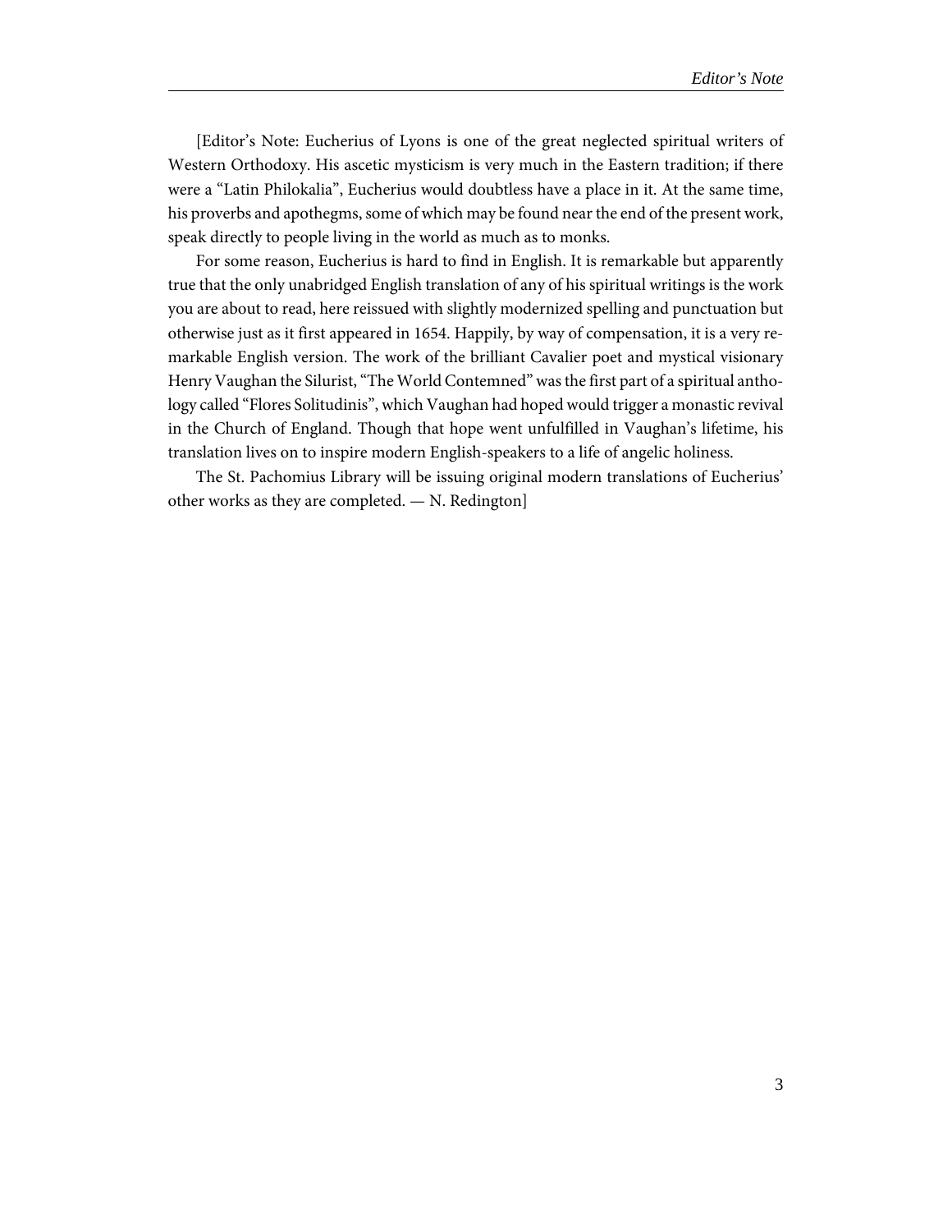[Editor's Note: Eucherius of Lyons is one of the great neglected spiritual writers of Western Orthodoxy. His ascetic mysticism is very much in the Eastern tradition; if there were a "Latin Philokalia", Eucherius would doubtless have a place in it. At the same time, his proverbs and apothegms, some of which may be found near the end of the present work, speak directly to people living in the world as much as to monks.

For some reason, Eucherius is hard to find in English. It is remarkable but apparently true that the only unabridged English translation of any of his spiritual writings is the work you are about to read, here reissued with slightly modernized spelling and punctuation but otherwise just as it first appeared in 1654. Happily, by way of compensation, it is a very remarkable English version. The work of the brilliant Cavalier poet and mystical visionary Henry Vaughan the Silurist, "The World Contemned" was the first part of a spiritual anthology called "Flores Solitudinis", which Vaughan had hoped would trigger a monastic revival in the Church of England. Though that hope went unfulfilled in Vaughan's lifetime, his translation lives on to inspire modern English-speakers to a life of angelic holiness.

The St. Pachomius Library will be issuing original modern translations of Eucherius' other works as they are completed. — N. Redington]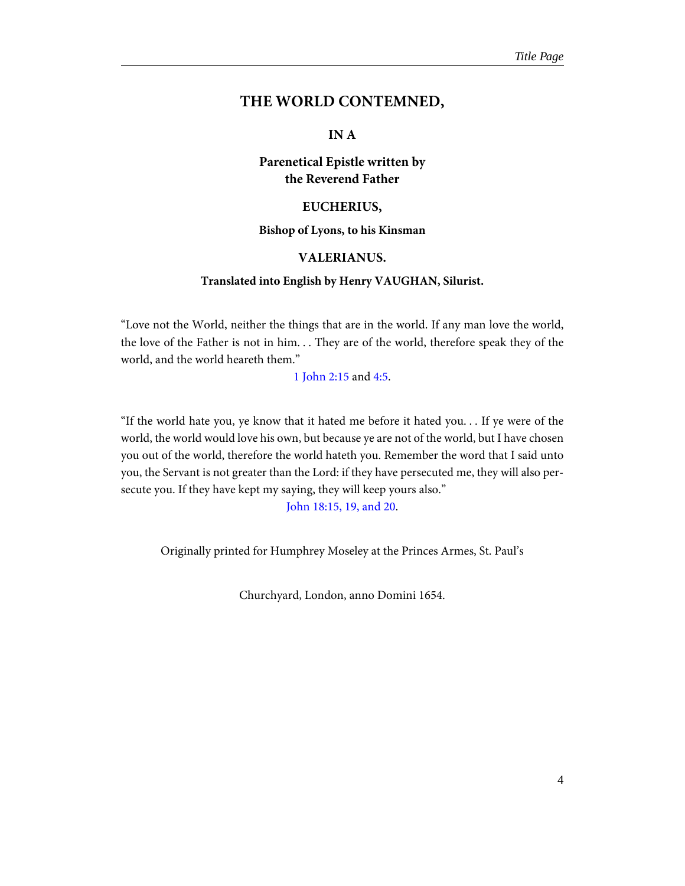# THE WORLD CONTEMNED,

**IN A**

**Parenetical Epistle written by the Reverend Father**

**EUCHERIUS,**

**Bishop of Lyons, to his Kinsman**

**VALERIANUS.**

**Translated into English by Henry VAUGHAN, Silurist.**

"Love not the World, neither the things that are in the world. If any man love the world, the love of the Father is not in him. . . They are of the world, therefore speak they of the world, and the world heareth them."

1 John 2:15 and 4:5.

"If the world hate you, ye know that it hated me before it hated you. . . If ye were of the world, the world would love his own, but because ye are not of the world, but I have chosen you out of the world, therefore the world hateth you. Remember the word that I said unto you, the Servant is not greater than the Lord: if they have persecuted me, they will also persecute you. If they have kept my saying, they will keep yours also."

John 18:15, 19, and 20.

Originally printed for Humphrey Moseley at the Princes Armes, St. Paul's

Churchyard, London, anno Domini 1654.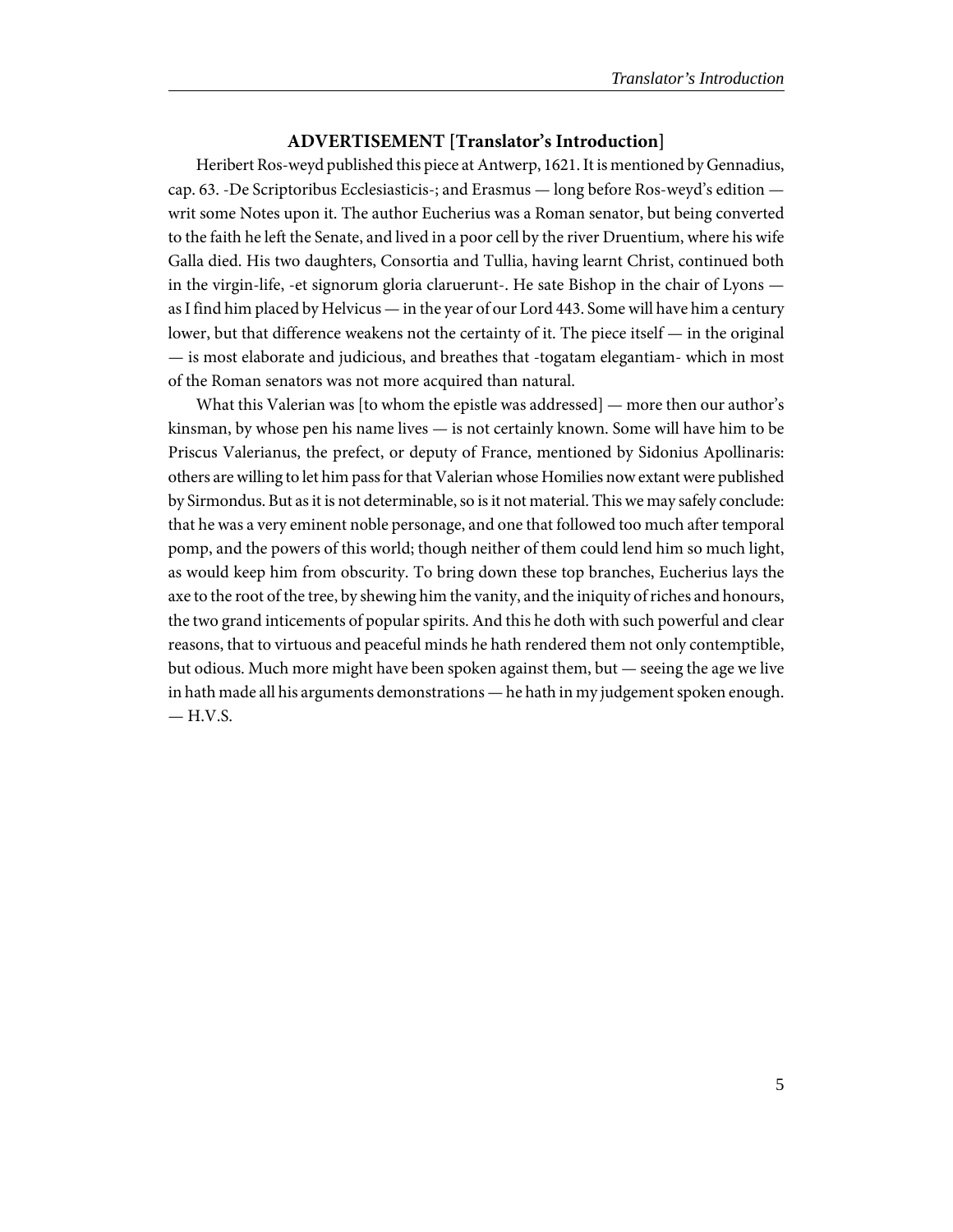## ADVERTISEMENT [Translator's Introduction]

Heribert Ros-weyd published this piece at Antwerp, 1621. It is mentioned by Gennadius, cap. 63. -De Scriptoribus Ecclesiasticis-; and Erasmus — long before Ros-weyd's edition — writ some Notes upon it. The author Eucherius was a Roman senator, but being converted to the faith he left the Senate, and lived in a poor cell by the river Druentium, where his wife Galla died. His two daughters, Consortia and Tullia, having learnt Christ, continued both in the virgin-life, -et signorum gloria claruerunt-. He sate Bishop in the chair of Lyons — as I find him placed by Helvicus — in the year of our Lord 443. Some will have him a century lower, but that difference weakens not the certainty of it. The piece itself — in the original — is most elaborate and judicious, and breathes that -togatam elegantiam- which in most of the Roman senators was not more acquired than natural.

What this Valerian was [to whom the epistle was addressed] — more then our author's kinsman, by whose pen his name lives — is not certainly known. Some will have him to be Priscus Valerianus, the prefect, or deputy of France, mentioned by Sidonius Apollinaris: others are willing to let him pass for that Valerian whose Homilies now extant were published by Sirmondus. But as it is not determinable, so is it not material. This we may safely conclude: that he was a very eminent noble personage, and one that followed too much after temporal pomp, and the powers of this world; though neither of them could lend him so much light, as would keep him from obscurity. To bring down these top branches, Eucherius lays the axe to the root of the tree, by shewing him the vanity, and the iniquity of riches and honours, the two grand inticements of popular spirits. And this he doth with such powerful and clear reasons, that to virtuous and peaceful minds he hath rendered them not only contemptible, but odious. Much more might have been spoken against them, but — seeing the age we live in hath made all his arguments demonstrations — he hath in my judgement spoken enough. — H.V.S.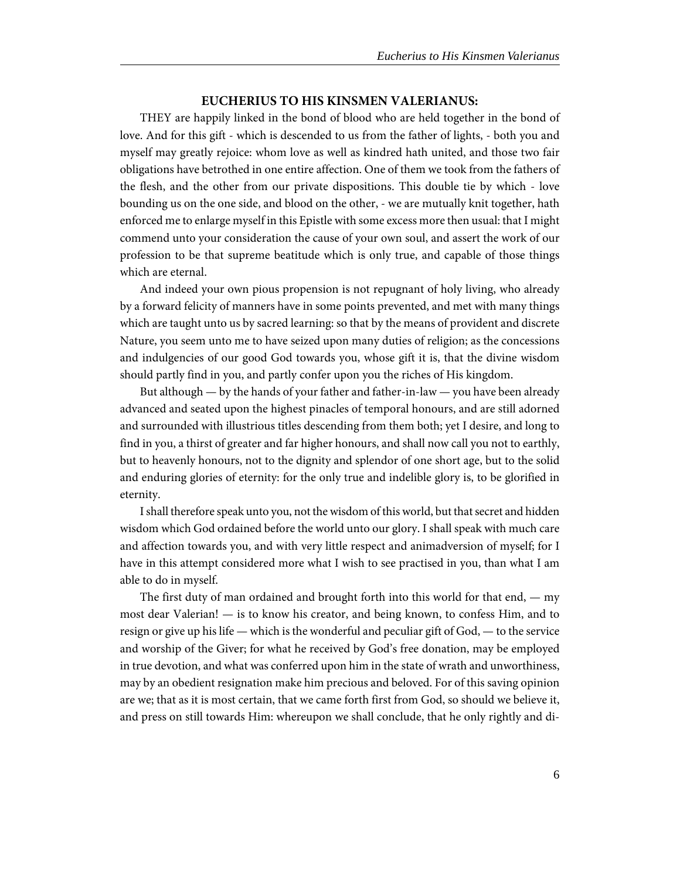## EUCHERIUS TO HIS KINSMEN VALERIANUS:

THEY are happily linked in the bond of blood who are held together in the bond of love. And for this gift - which is descended to us from the father of lights, - both you and myself may greatly rejoice: whom love as well as kindred hath united, and those two fair obligations have betrothed in one entire affection. One of them we took from the fathers of the flesh, and the other from our private dispositions. This double tie by which - love bounding us on the one side, and blood on the other, - we are mutually knit together, hath enforced me to enlarge myself in this Epistle with some excess more then usual: that I might commend unto your consideration the cause of your own soul, and assert the work of our profession to be that supreme beatitude which is only true, and capable of those things which are eternal.

And indeed your own pious propension is not repugnant of holy living, who already by a forward felicity of manners have in some points prevented, and met with many things which are taught unto us by sacred learning: so that by the means of provident and discrete Nature, you seem unto me to have seized upon many duties of religion; as the concessions and indulgencies of our good God towards you, whose gift it is, that the divine wisdom should partly find in you, and partly confer upon you the riches of His kingdom.

But although — by the hands of your father and father-in-law — you have been already advanced and seated upon the highest pinacles of temporal honours, and are still adorned and surrounded with illustrious titles descending from them both; yet I desire, and long to find in you, a thirst of greater and far higher honours, and shall now call you not to earthly, but to heavenly honours, not to the dignity and splendor of one short age, but to the solid and enduring glories of eternity: for the only true and indelible glory is, to be glorified in eternity.

I shall therefore speak unto you, not the wisdom of this world, but that secret and hidden wisdom which God ordained before the world unto our glory. I shall speak with much care and affection towards you, and with very little respect and animadversion of myself; for I have in this attempt considered more what I wish to see practised in you, than what I am able to do in myself.

The first duty of man ordained and brought forth into this world for that end, — my most dear Valerian! — is to know his creator, and being known, to confess Him, and to resign or give up his life — which is the wonderful and peculiar gift of God, — to the service and worship of the Giver; for what he received by God's free donation, may be employed in true devotion, and what was conferred upon him in the state of wrath and unworthiness, may by an obedient resignation make him precious and beloved. For of this saving opinion are we; that as it is most certain, that we came forth first from God, so should we believe it, and press on still towards Him: whereupon we shall conclude, that he only rightly and di-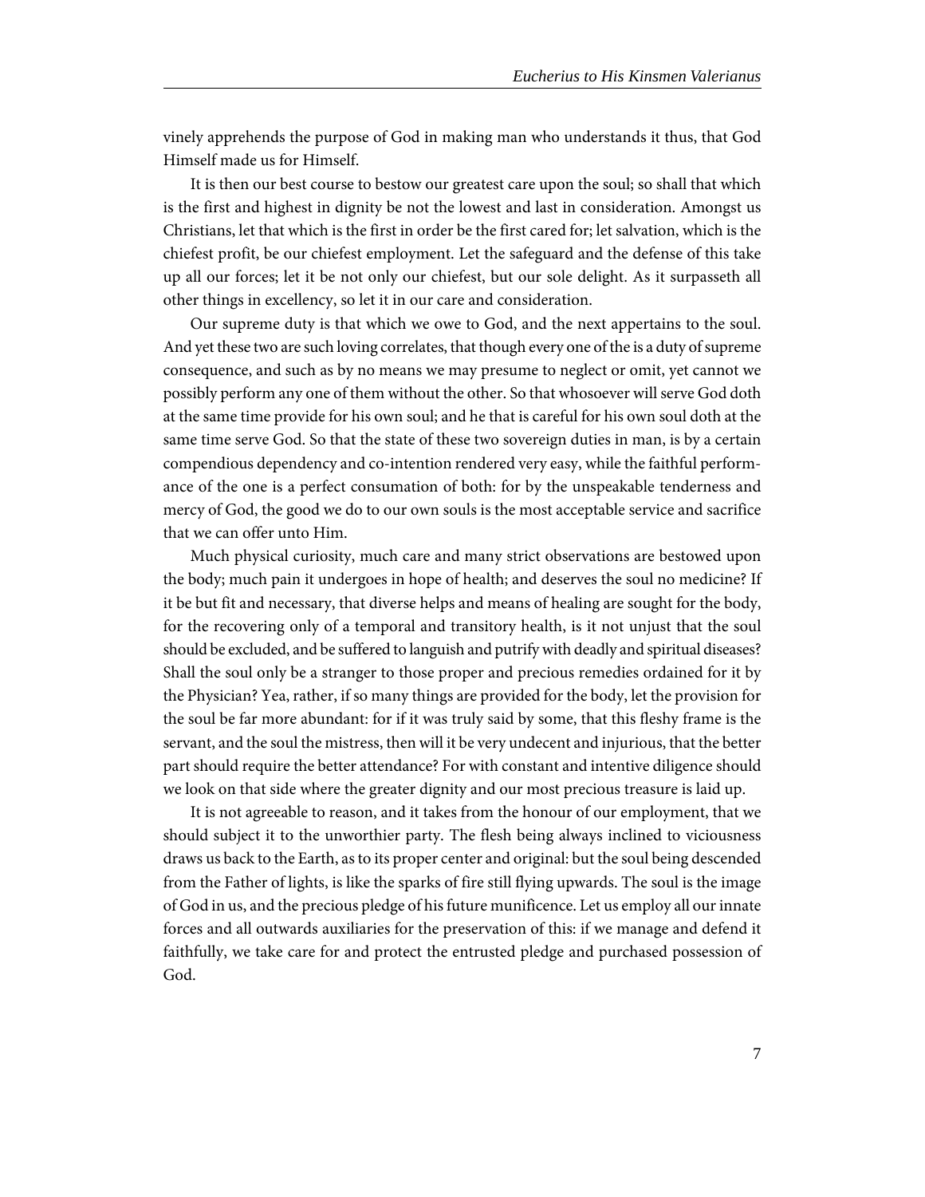vinely apprehends the purpose of God in making man who understands it thus, that God Himself made us for Himself.

It is then our best course to bestow our greatest care upon the soul; so shall that which is the first and highest in dignity be not the lowest and last in consideration. Amongst us Christians, let that which is the first in order be the first cared for; let salvation, which is the chiefest profit, be our chiefest employment. Let the safeguard and the defense of this take up all our forces; let it be not only our chiefest, but our sole delight. As it surpasseth all other things in excellency, so let it in our care and consideration.

Our supreme duty is that which we owe to God, and the next appertains to the soul. And yet these two are such loving correlates, that though every one of the is a duty of supreme consequence, and such as by no means we may presume to neglect or omit, yet cannot we possibly perform any one of them without the other. So that whosoever will serve God doth at the same time provide for his own soul; and he that is careful for his own soul doth at the same time serve God. So that the state of these two sovereign duties in man, is by a certain compendious dependency and co-intention rendered very easy, while the faithful performance of the one is a perfect consumation of both: for by the unspeakable tenderness and mercy of God, the good we do to our own souls is the most acceptable service and sacrifice that we can offer unto Him.

Much physical curiosity, much care and many strict observations are bestowed upon the body; much pain it undergoes in hope of health; and deserves the soul no medicine? If it be but fit and necessary, that diverse helps and means of healing are sought for the body, for the recovering only of a temporal and transitory health, is it not unjust that the soul should be excluded, and be suffered to languish and putrify with deadly and spiritual diseases? Shall the soul only be a stranger to those proper and precious remedies ordained for it by the Physician? Yea, rather, if so many things are provided for the body, let the provision for the soul be far more abundant: for if it was truly said by some, that this fleshy frame is the servant, and the soul the mistress, then will it be very undecent and injurious, that the better part should require the better attendance? For with constant and intentive diligence should we look on that side where the greater dignity and our most precious treasure is laid up.

It is not agreeable to reason, and it takes from the honour of our employment, that we should subject it to the unworthier party. The flesh being always inclined to viciousness draws us back to the Earth, as to its proper center and original: but the soul being descended from the Father of lights, is like the sparks of fire still flying upwards. The soul is the image of God in us, and the precious pledge of his future munificence. Let us employ all our innate forces and all outwards auxiliaries for the preservation of this: if we manage and defend it faithfully, we take care for and protect the entrusted pledge and purchased possession of God.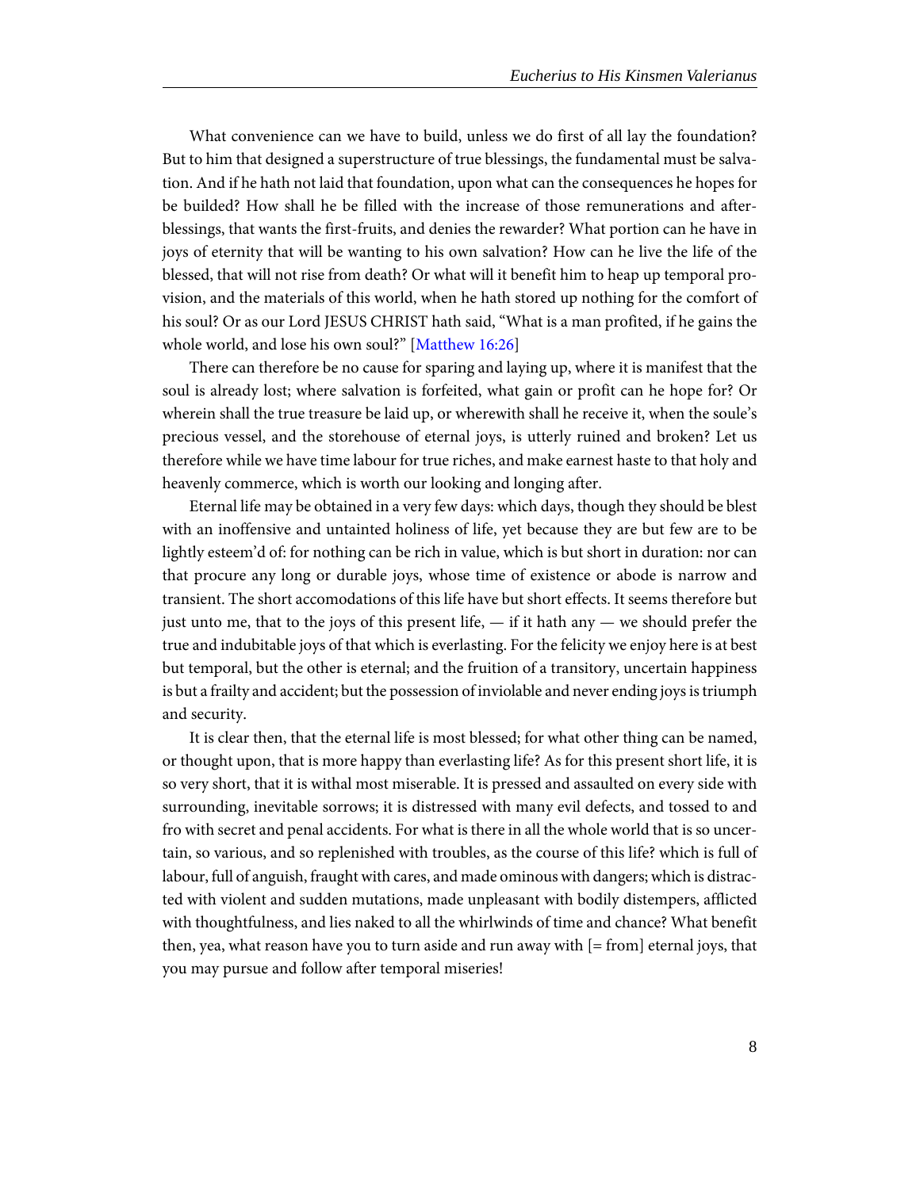What convenience can we have to build, unless we do first of all lay the foundation? But to him that designed a superstructure of true blessings, the fundamental must be salvation. And if he hath not laid that foundation, upon what can the consequences he hopes for be builded? How shall he be filled with the increase of those remunerations and after-blessings, that wants the first-fruits, and denies the rewarder? What portion can he have in joys of eternity that will be wanting to his own salvation? How can he live the life of the blessed, that will not rise from death? Or what will it benefit him to heap up temporal provision, and the materials of this world, when he hath stored up nothing for the comfort of his soul? Or as our Lord JESUS CHRIST hath said, "What is a man profited, if he gains the whole world, and lose his own soul?" [Matthew 16:26]

There can therefore be no cause for sparing and laying up, where it is manifest that the soul is already lost; where salvation is forfeited, what gain or profit can he hope for? Or wherein shall the true treasure be laid up, or wherewith shall he receive it, when the soule's precious vessel, and the storehouse of eternal joys, is utterly ruined and broken? Let us therefore while we have time labour for true riches, and make earnest haste to that holy and heavenly commerce, which is worth our looking and longing after.

Eternal life may be obtained in a very few days: which days, though they should be blest with an inoffensive and untainted holiness of life, yet because they are but few are to be lightly esteem'd of: for nothing can be rich in value, which is but short in duration: nor can that procure any long or durable joys, whose time of existence or abode is narrow and transient. The short accomodations of this life have but short effects. It seems therefore but just unto me, that to the joys of this present life, — if it hath any — we should prefer the true and indubitable joys of that which is everlasting. For the felicity we enjoy here is at best but temporal, but the other is eternal; and the fruition of a transitory, uncertain happiness is but a frailty and accident; but the possession of inviolable and never ending joys is triumph and security.

It is clear then, that the eternal life is most blessed; for what other thing can be named, or thought upon, that is more happy than everlasting life? As for this present short life, it is so very short, that it is withal most miserable. It is pressed and assaulted on every side with surrounding, inevitable sorrows; it is distressed with many evil defects, and tossed to and fro with secret and penal accidents. For what is there in all the whole world that is so uncertain, so various, and so replenished with troubles, as the course of this life? which is full of labour, full of anguish, fraught with cares, and made ominous with dangers; which is distracted with violent and sudden mutations, made unpleasant with bodily distempers, afflicted with thoughtfulness, and lies naked to all the whirlwinds of time and chance? What benefit then, yea, what reason have you to turn aside and run away with [= from] eternal joys, that you may pursue and follow after temporal miseries!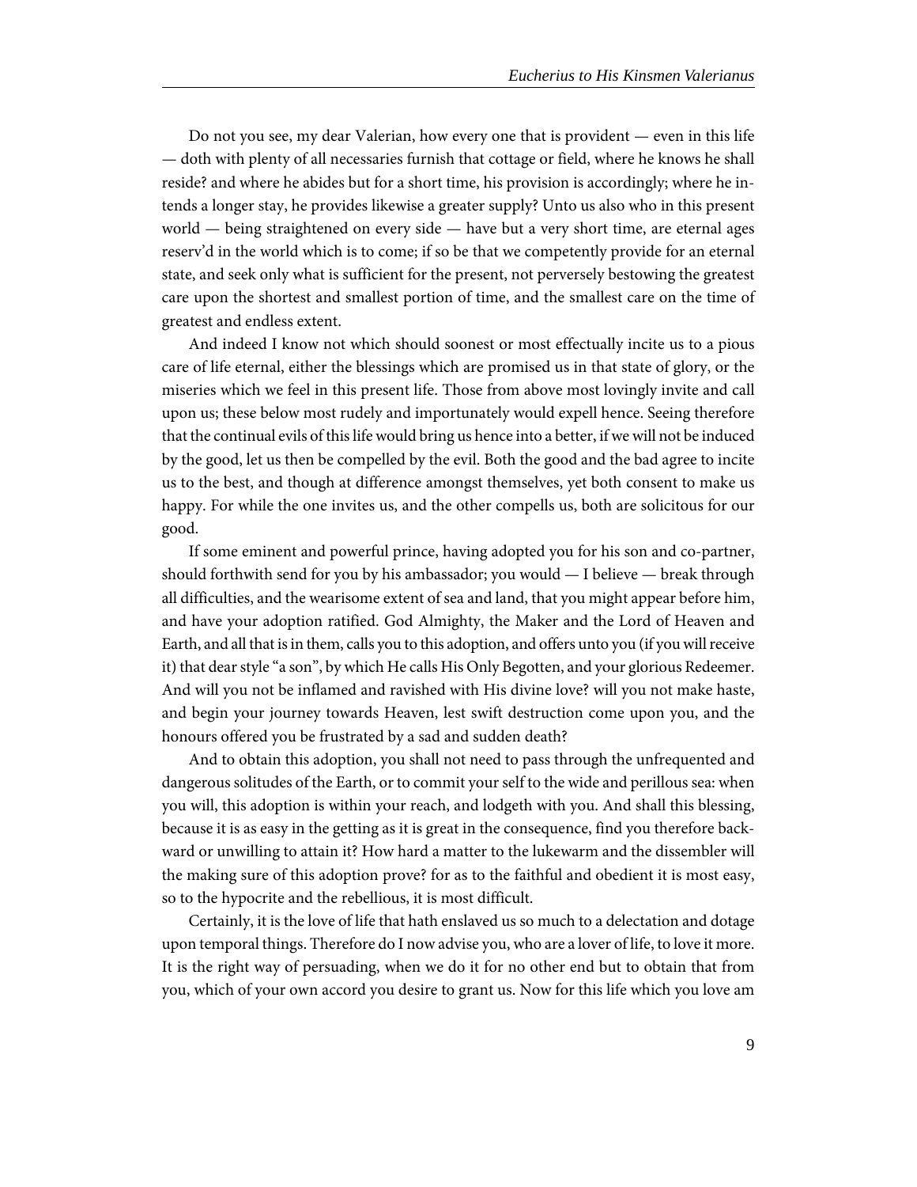Do not you see, my dear Valerian, how every one that is provident — even in this life — doth with plenty of all necessaries furnish that cottage or field, where he knows he shall reside? and where he abides but for a short time, his provision is accordingly; where he intends a longer stay, he provides likewise a greater supply? Unto us also who in this present world — being straightened on every side — have but a very short time, are eternal ages reserv'd in the world which is to come; if so be that we competently provide for an eternal state, and seek only what is sufficient for the present, not perversely bestowing the greatest care upon the shortest and smallest portion of time, and the smallest care on the time of greatest and endless extent.

And indeed I know not which should soonest or most effectually incite us to a pious care of life eternal, either the blessings which are promised us in that state of glory, or the miseries which we feel in this present life. Those from above most lovingly invite and call upon us; these below most rudely and importunately would expell hence. Seeing therefore that the continual evils of this life would bring us hence into a better, if we will not be induced by the good, let us then be compelled by the evil. Both the good and the bad agree to incite us to the best, and though at difference amongst themselves, yet both consent to make us happy. For while the one invites us, and the other compells us, both are solicitous for our good.

If some eminent and powerful prince, having adopted you for his son and co-partner, should forthwith send for you by his ambassador; you would — I believe — break through all difficulties, and the wearisome extent of sea and land, that you might appear before him, and have your adoption ratified. God Almighty, the Maker and the Lord of Heaven and Earth, and all that is in them, calls you to this adoption, and offers unto you (if you will receive it) that dear style "a son", by which He calls His Only Begotten, and your glorious Redeemer. And will you not be inflamed and ravished with His divine love? will you not make haste, and begin your journey towards Heaven, lest swift destruction come upon you, and the honours offered you be frustrated by a sad and sudden death?

And to obtain this adoption, you shall not need to pass through the unfrequented and dangerous solitudes of the Earth, or to commit your self to the wide and perillous sea: when you will, this adoption is within your reach, and lodgeth with you. And shall this blessing, because it is as easy in the getting as it is great in the consequence, find you therefore backward or unwilling to attain it? How hard a matter to the lukewarm and the dissembler will the making sure of this adoption prove? for as to the faithful and obedient it is most easy, so to the hypocrite and the rebellious, it is most difficult.

Certainly, it is the love of life that hath enslaved us so much to a delectation and dotage upon temporal things. Therefore do I now advise you, who are a lover of life, to love it more. It is the right way of persuading, when we do it for no other end but to obtain that from you, which of your own accord you desire to grant us. Now for this life which you love am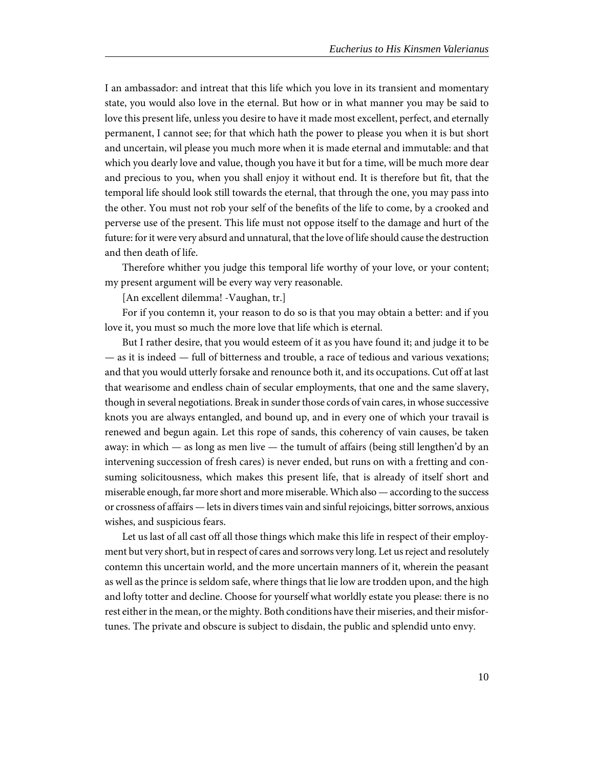I an ambassador: and intreat that this life which you love in its transient and momentary state, you would also love in the eternal. But how or in what manner you may be said to love this present life, unless you desire to have it made most excellent, perfect, and eternally permanent, I cannot see; for that which hath the power to please you when it is but short and uncertain, wil please you much more when it is made eternal and immutable: and that which you dearly love and value, though you have it but for a time, will be much more dear and precious to you, when you shall enjoy it without end. It is therefore but fit, that the temporal life should look still towards the eternal, that through the one, you may pass into the other. You must not rob your self of the benefits of the life to come, by a crooked and perverse use of the present. This life must not oppose itself to the damage and hurt of the future: for it were very absurd and unnatural, that the love of life should cause the destruction and then death of life.

Therefore whither you judge this temporal life worthy of your love, or your content; my present argument will be every way very reasonable.

[An excellent dilemma! -Vaughan, tr.]

For if you contemn it, your reason to do so is that you may obtain a better: and if you love it, you must so much the more love that life which is eternal.

But I rather desire, that you would esteem of it as you have found it; and judge it to be — as it is indeed — full of bitterness and trouble, a race of tedious and various vexations; and that you would utterly forsake and renounce both it, and its occupations. Cut off at last that wearisome and endless chain of secular employments, that one and the same slavery, though in several negotiations. Break in sunder those cords of vain cares, in whose successive knots you are always entangled, and bound up, and in every one of which your travail is renewed and begun again. Let this rope of sands, this coherency of vain causes, be taken away: in which — as long as men live — the tumult of affairs (being still lengthen'd by an intervening succession of fresh cares) is never ended, but runs on with a fretting and consuming solicitousness, which makes this present life, that is already of itself short and miserable enough, far more short and more miserable. Which also — according to the success or crossness of affairs — lets in divers times vain and sinful rejoicings, bitter sorrows, anxious wishes, and suspicious fears.

Let us last of all cast off all those things which make this life in respect of their employment but very short, but in respect of cares and sorrows very long. Let us reject and resolutely contemn this uncertain world, and the more uncertain manners of it, wherein the peasant as well as the prince is seldom safe, where things that lie low are trodden upon, and the high and lofty totter and decline. Choose for yourself what worldly estate you please: there is no rest either in the mean, or the mighty. Both conditions have their miseries, and their misfortunes. The private and obscure is subject to disdain, the public and splendid unto envy.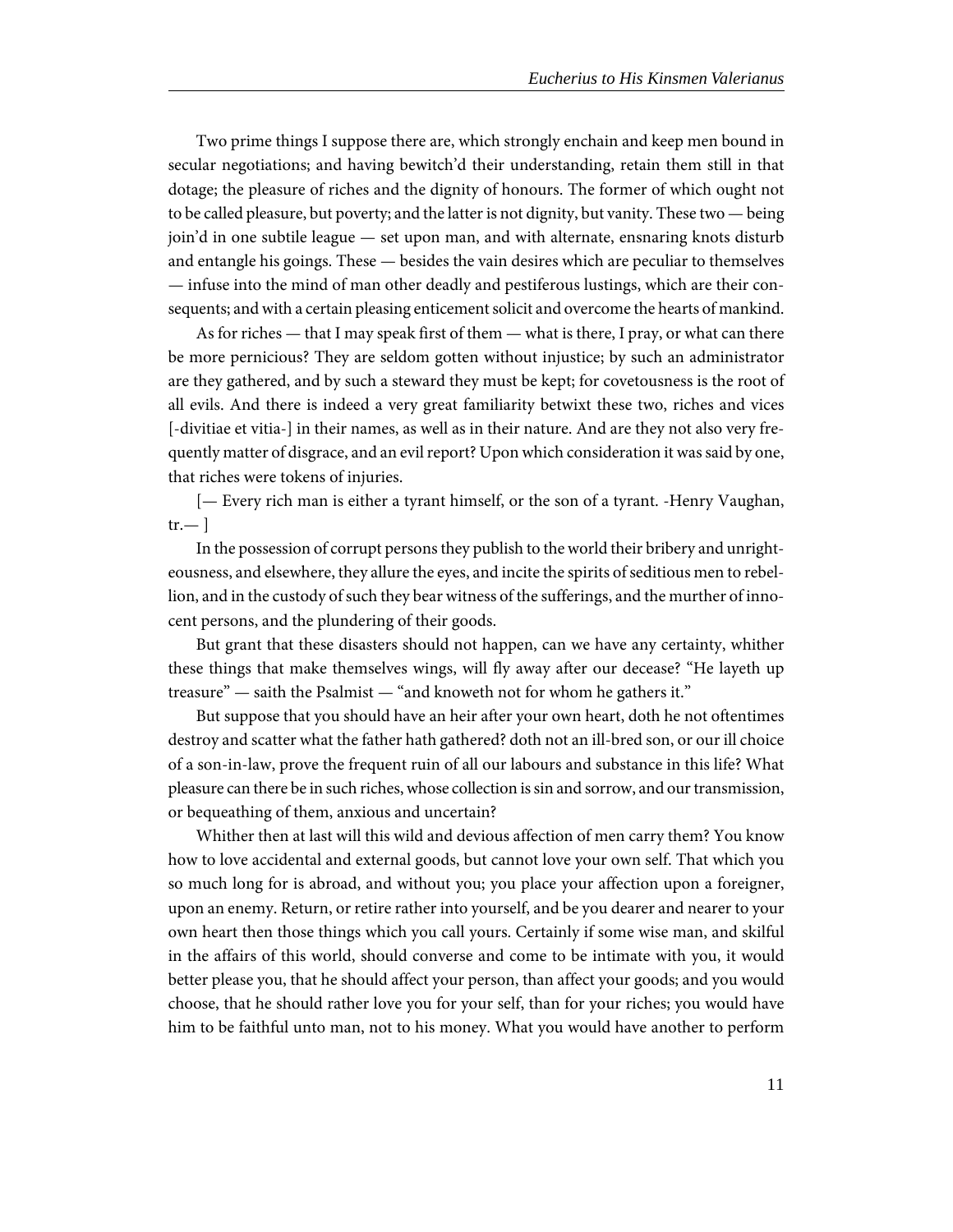Two prime things I suppose there are, which strongly enchain and keep men bound in secular negotiations; and having bewitch'd their understanding, retain them still in that dotage; the pleasure of riches and the dignity of honours. The former of which ought not to be called pleasure, but poverty; and the latter is not dignity, but vanity. These two — being join'd in one subtile league — set upon man, and with alternate, ensnaring knots disturb and entangle his goings. These — besides the vain desires which are peculiar to themselves — infuse into the mind of man other deadly and pestiferous lustings, which are their consequents; and with a certain pleasing enticement solicit and overcome the hearts of mankind.

As for riches — that I may speak first of them — what is there, I pray, or what can there be more pernicious? They are seldom gotten without injustice; by such an administrator are they gathered, and by such a steward they must be kept; for covetousness is the root of all evils. And there is indeed a very great familiarity betwixt these two, riches and vices [-divitiae et vitia-] in their names, as well as in their nature. And are they not also very frequently matter of disgrace, and an evil report? Upon which consideration it was said by one, that riches were tokens of injuries.

[— Every rich man is either a tyrant himself, or the son of a tyrant. -Henry Vaughan, tr.— ]

In the possession of corrupt persons they publish to the world their bribery and unrighteousness, and elsewhere, they allure the eyes, and incite the spirits of seditious men to rebellion, and in the custody of such they bear witness of the sufferings, and the murther of innocent persons, and the plundering of their goods.

But grant that these disasters should not happen, can we have any certainty, whither these things that make themselves wings, will fly away after our decease? "He layeth up treasure" — saith the Psalmist — "and knoweth not for whom he gathers it."

But suppose that you should have an heir after your own heart, doth he not oftentimes destroy and scatter what the father hath gathered? doth not an ill-bred son, or our ill choice of a son-in-law, prove the frequent ruin of all our labours and substance in this life? What pleasure can there be in such riches, whose collection is sin and sorrow, and our transmission, or bequeathing of them, anxious and uncertain?

Whither then at last will this wild and devious affection of men carry them? You know how to love accidental and external goods, but cannot love your own self. That which you so much long for is abroad, and without you; you place your affection upon a foreigner, upon an enemy. Return, or retire rather into yourself, and be you dearer and nearer to your own heart then those things which you call yours. Certainly if some wise man, and skilful in the affairs of this world, should converse and come to be intimate with you, it would better please you, that he should affect your person, than affect your goods; and you would choose, that he should rather love you for your self, than for your riches; you would have him to be faithful unto man, not to his money. What you would have another to perform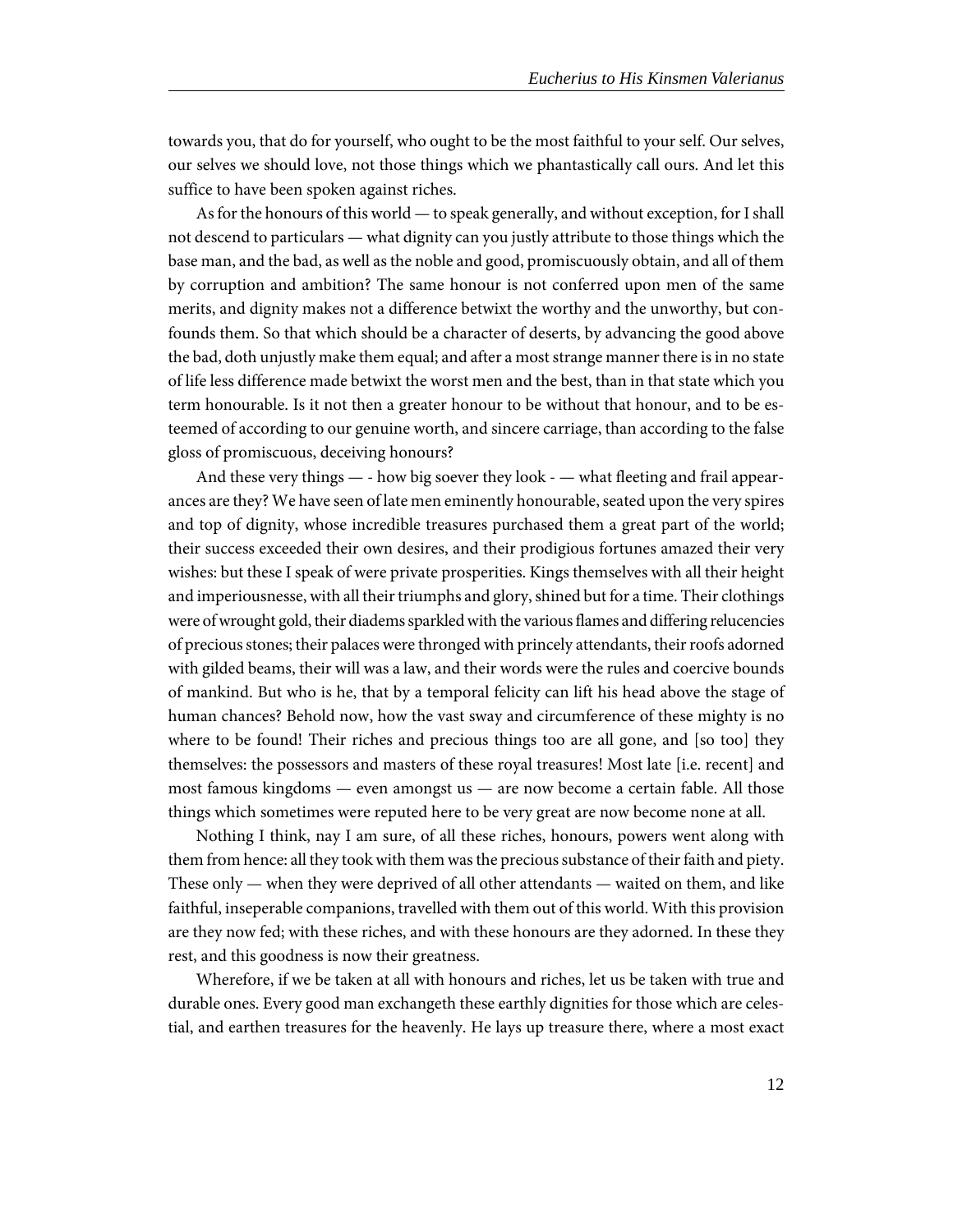towards you, that do for yourself, who ought to be the most faithful to your self. Our selves, our selves we should love, not those things which we phantastically call ours. And let this suffice to have been spoken against riches.

As for the honours of this world — to speak generally, and without exception, for I shall not descend to particulars — what dignity can you justly attribute to those things which the base man, and the bad, as well as the noble and good, promiscuously obtain, and all of them by corruption and ambition? The same honour is not conferred upon men of the same merits, and dignity makes not a difference betwixt the worthy and the unworthy, but confounds them. So that which should be a character of deserts, by advancing the good above the bad, doth unjustly make them equal; and after a most strange manner there is in no state of life less difference made betwixt the worst men and the best, than in that state which you term honourable. Is it not then a greater honour to be without that honour, and to be esteemed of according to our genuine worth, and sincere carriage, than according to the false gloss of promiscuous, deceiving honours?

And these very things — - how big soever they look - — what fleeting and frail appearances are they? We have seen of late men eminently honourable, seated upon the very spires and top of dignity, whose incredible treasures purchased them a great part of the world; their success exceeded their own desires, and their prodigious fortunes amazed their very wishes: but these I speak of were private prosperities. Kings themselves with all their height and imperiousnesse, with all their triumphs and glory, shined but for a time. Their clothings were of wrought gold, their diadems sparkled with the various flames and differing relucencies of precious stones; their palaces were thronged with princely attendants, their roofs adorned with gilded beams, their will was a law, and their words were the rules and coercive bounds of mankind. But who is he, that by a temporal felicity can lift his head above the stage of human chances? Behold now, how the vast sway and circumference of these mighty is no where to be found! Their riches and precious things too are all gone, and [so too] they themselves: the possessors and masters of these royal treasures! Most late [i.e. recent] and most famous kingdoms — even amongst us — are now become a certain fable. All those things which sometimes were reputed here to be very great are now become none at all.

Nothing I think, nay I am sure, of all these riches, honours, powers went along with them from hence: all they took with them was the precious substance of their faith and piety. These only — when they were deprived of all other attendants — waited on them, and like faithful, inseperable companions, travelled with them out of this world. With this provision are they now fed; with these riches, and with these honours are they adorned. In these they rest, and this goodness is now their greatness.

Wherefore, if we be taken at all with honours and riches, let us be taken with true and durable ones. Every good man exchangeth these earthly dignities for those which are celestial, and earthen treasures for the heavenly. He lays up treasure there, where a most exact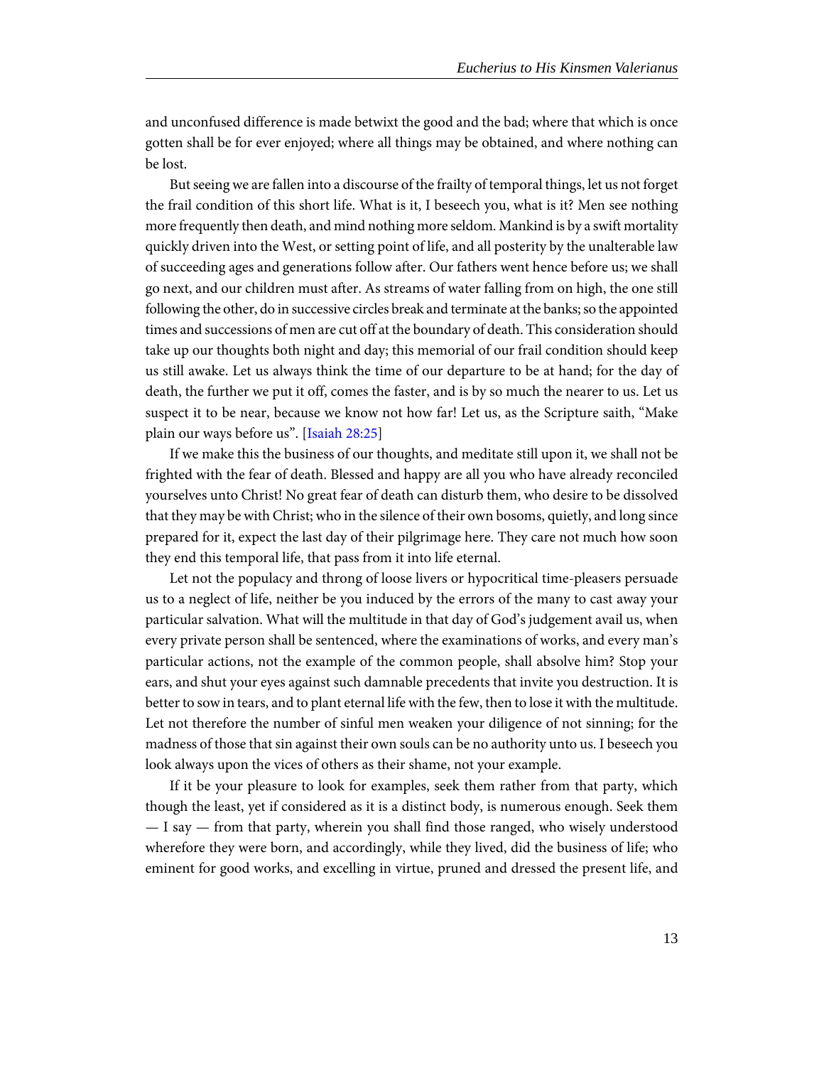and unconfused difference is made betwixt the good and the bad; where that which is once gotten shall be for ever enjoyed; where all things may be obtained, and where nothing can be lost.

But seeing we are fallen into a discourse of the frailty of temporal things, let us not forget the frail condition of this short life. What is it, I beseech you, what is it? Men see nothing more frequently then death, and mind nothing more seldom. Mankind is by a swift mortality quickly driven into the West, or setting point of life, and all posterity by the unalterable law of succeeding ages and generations follow after. Our fathers went hence before us; we shall go next, and our children must after. As streams of water falling from on high, the one still following the other, do in successive circles break and terminate at the banks; so the appointed times and successions of men are cut off at the boundary of death. This consideration should take up our thoughts both night and day; this memorial of our frail condition should keep us still awake. Let us always think the time of our departure to be at hand; for the day of death, the further we put it off, comes the faster, and is by so much the nearer to us. Let us suspect it to be near, because we know not how far! Let us, as the Scripture saith, "Make plain our ways before us". [Isaiah 28:25]

If we make this the business of our thoughts, and meditate still upon it, we shall not be frighted with the fear of death. Blessed and happy are all you who have already reconciled yourselves unto Christ! No great fear of death can disturb them, who desire to be dissolved that they may be with Christ; who in the silence of their own bosoms, quietly, and long since prepared for it, expect the last day of their pilgrimage here. They care not much how soon they end this temporal life, that pass from it into life eternal.

Let not the populacy and throng of loose livers or hypocritical time-pleasers persuade us to a neglect of life, neither be you induced by the errors of the many to cast away your particular salvation. What will the multitude in that day of God's judgement avail us, when every private person shall be sentenced, where the examinations of works, and every man's particular actions, not the example of the common people, shall absolve him? Stop your ears, and shut your eyes against such damnable precedents that invite you destruction. It is better to sow in tears, and to plant eternal life with the few, then to lose it with the multitude. Let not therefore the number of sinful men weaken your diligence of not sinning; for the madness of those that sin against their own souls can be no authority unto us. I beseech you look always upon the vices of others as their shame, not your example.

If it be your pleasure to look for examples, seek them rather from that party, which though the least, yet if considered as it is a distinct body, is numerous enough. Seek them — I say — from that party, wherein you shall find those ranged, who wisely understood wherefore they were born, and accordingly, while they lived, did the business of life; who eminent for good works, and excelling in virtue, pruned and dressed the present life, and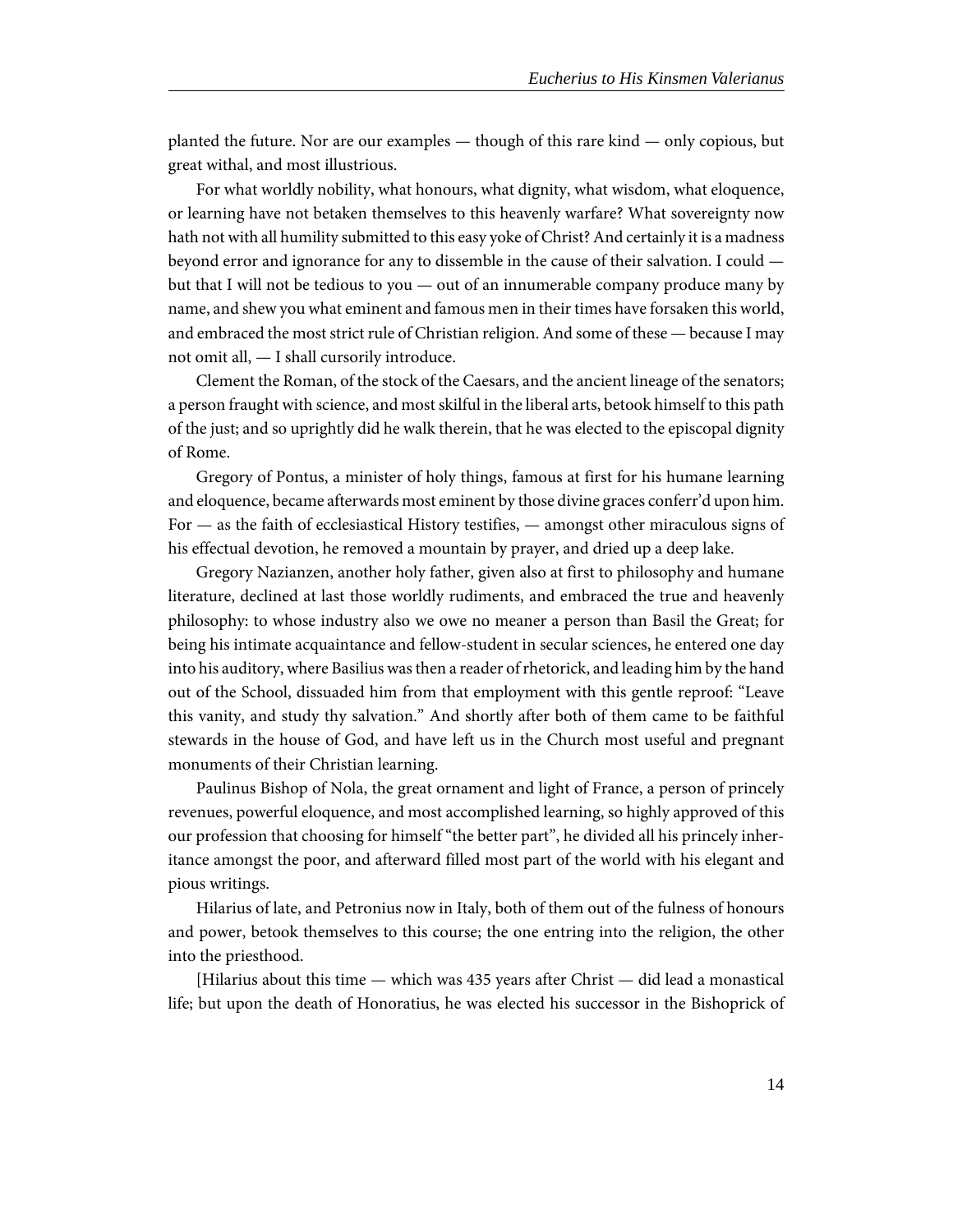planted the future. Nor are our examples — though of this rare kind — only copious, but great withal, and most illustrious.

For what worldly nobility, what honours, what dignity, what wisdom, what eloquence, or learning have not betaken themselves to this heavenly warfare? What sovereignty now hath not with all humility submitted to this easy yoke of Christ? And certainly it is a madness beyond error and ignorance for any to dissemble in the cause of their salvation. I could — but that I will not be tedious to you — out of an innumerable company produce many by name, and shew you what eminent and famous men in their times have forsaken this world, and embraced the most strict rule of Christian religion. And some of these — because I may not omit all, — I shall cursorily introduce.

Clement the Roman, of the stock of the Caesars, and the ancient lineage of the senators; a person fraught with science, and most skilful in the liberal arts, betook himself to this path of the just; and so uprightly did he walk therein, that he was elected to the episcopal dignity of Rome.

Gregory of Pontus, a minister of holy things, famous at first for his humane learning and eloquence, became afterwards most eminent by those divine graces conferr'd upon him. For — as the faith of ecclesiastical History testifies, — amongst other miraculous signs of his effectual devotion, he removed a mountain by prayer, and dried up a deep lake.

Gregory Nazianzen, another holy father, given also at first to philosophy and humane literature, declined at last those worldly rudiments, and embraced the true and heavenly philosophy: to whose industry also we owe no meaner a person than Basil the Great; for being his intimate acquaintance and fellow-student in secular sciences, he entered one day into his auditory, where Basilius was then a reader of rhetorick, and leading him by the hand out of the School, dissuaded him from that employment with this gentle reproof: "Leave this vanity, and study thy salvation." And shortly after both of them came to be faithful stewards in the house of God, and have left us in the Church most useful and pregnant monuments of their Christian learning.

Paulinus Bishop of Nola, the great ornament and light of France, a person of princely revenues, powerful eloquence, and most accomplished learning, so highly approved of this our profession that choosing for himself "the better part", he divided all his princely inheritance amongst the poor, and afterward filled most part of the world with his elegant and pious writings.

Hilarius of late, and Petronius now in Italy, both of them out of the fulness of honours and power, betook themselves to this course; the one entring into the religion, the other into the priesthood.

[Hilarius about this time — which was 435 years after Christ — did lead a monastical life; but upon the death of Honoratius, he was elected his successor in the Bishoprick of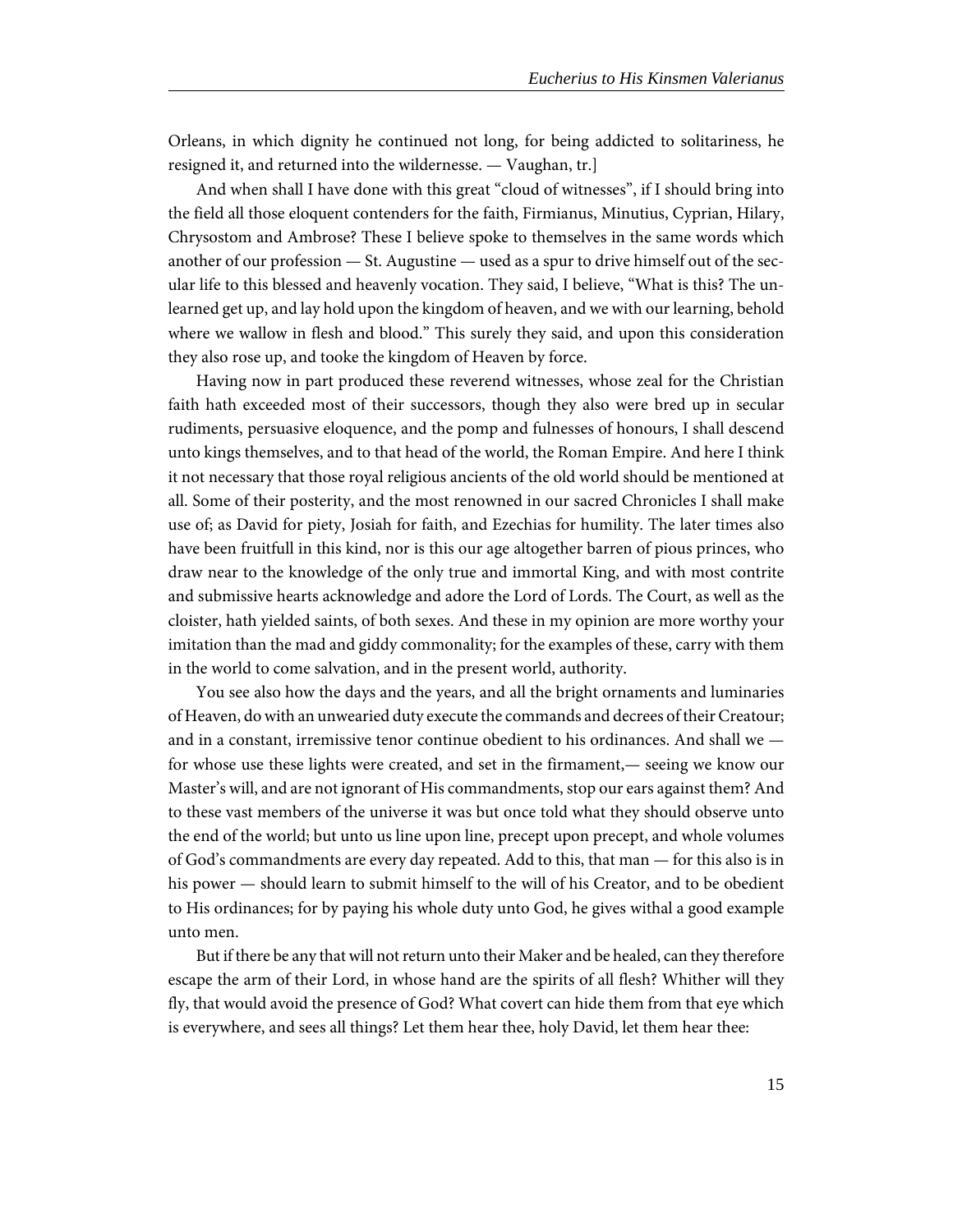Orleans, in which dignity he continued not long, for being addicted to solitariness, he resigned it, and returned into the wildernesse. — Vaughan, tr.]

And when shall I have done with this great "cloud of witnesses", if I should bring into the field all those eloquent contenders for the faith, Firmianus, Minutius, Cyprian, Hilary, Chrysostom and Ambrose? These I believe spoke to themselves in the same words which another of our profession — St. Augustine — used as a spur to drive himself out of the secular life to this blessed and heavenly vocation. They said, I believe, "What is this? The unlearned get up, and lay hold upon the kingdom of heaven, and we with our learning, behold where we wallow in flesh and blood." This surely they said, and upon this consideration they also rose up, and tooke the kingdom of Heaven by force.

Having now in part produced these reverend witnesses, whose zeal for the Christian faith hath exceeded most of their successors, though they also were bred up in secular rudiments, persuasive eloquence, and the pomp and fulnesses of honours, I shall descend unto kings themselves, and to that head of the world, the Roman Empire. And here I think it not necessary that those royal religious ancients of the old world should be mentioned at all. Some of their posterity, and the most renowned in our sacred Chronicles I shall make use of; as David for piety, Josiah for faith, and Ezechias for humility. The later times also have been fruitfull in this kind, nor is this our age altogether barren of pious princes, who draw near to the knowledge of the only true and immortal King, and with most contrite and submissive hearts acknowledge and adore the Lord of Lords. The Court, as well as the cloister, hath yielded saints, of both sexes. And these in my opinion are more worthy your imitation than the mad and giddy commonality; for the examples of these, carry with them in the world to come salvation, and in the present world, authority.

You see also how the days and the years, and all the bright ornaments and luminaries of Heaven, do with an unwearied duty execute the commands and decrees of their Creatour; and in a constant, irremissive tenor continue obedient to his ordinances. And shall we — for whose use these lights were created, and set in the firmament,— seeing we know our Master's will, and are not ignorant of His commandments, stop our ears against them? And to these vast members of the universe it was but once told what they should observe unto the end of the world; but unto us line upon line, precept upon precept, and whole volumes of God's commandments are every day repeated. Add to this, that man — for this also is in his power — should learn to submit himself to the will of his Creator, and to be obedient to His ordinances; for by paying his whole duty unto God, he gives withal a good example unto men.

But if there be any that will not return unto their Maker and be healed, can they therefore escape the arm of their Lord, in whose hand are the spirits of all flesh? Whither will they fly, that would avoid the presence of God? What covert can hide them from that eye which is everywhere, and sees all things? Let them hear thee, holy David, let them hear thee: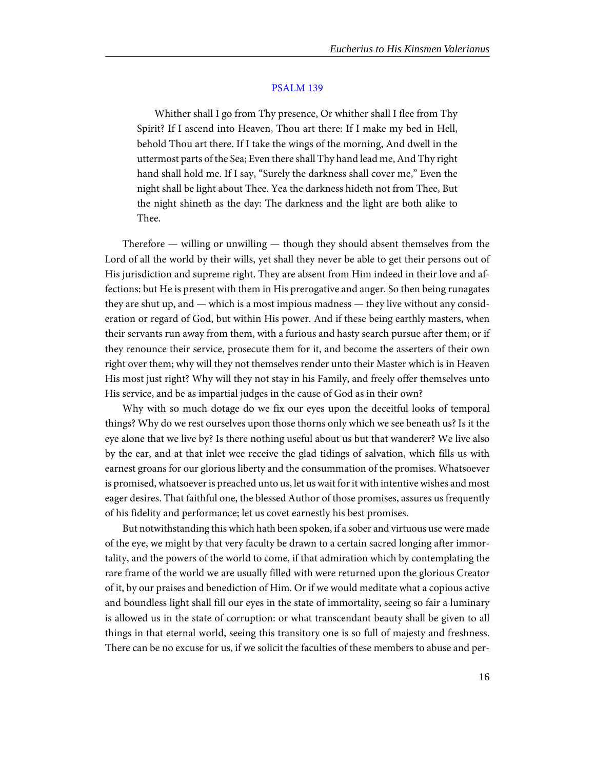[PSALM 139](#)

> Whither shall I go from Thy presence, Or whither shall I flee from Thy Spirit? If I ascend into Heaven, Thou art there: If I make my bed in Hell, behold Thou art there. If I take the wings of the morning, And dwell in the uttermost parts of the Sea; Even there shall Thy hand lead me, And Thy right hand shall hold me. If I say, "Surely the darkness shall cover me," Even the night shall be light about Thee. Yea the darkness hideth not from Thee, But the night shineth as the day: The darkness and the light are both alike to Thee.

Therefore — willing or unwilling — though they should absent themselves from the Lord of all the world by their wills, yet shall they never be able to get their persons out of His jurisdiction and supreme right. They are absent from Him indeed in their love and affections: but He is present with them in His prerogative and anger. So then being runagates they are shut up, and — which is a most impious madness — they live without any consideration or regard of God, but within His power. And if these being earthly masters, when their servants run away from them, with a furious and hasty search pursue after them; or if they renounce their service, prosecute them for it, and become the asserters of their own right over them; why will they not themselves render unto their Master which is in Heaven His most just right? Why will they not stay in his Family, and freely offer themselves unto His service, and be as impartial judges in the cause of God as in their own?

Why with so much dotage do we fix our eyes upon the deceitful looks of temporal things? Why do we rest ourselves upon those thorns only which we see beneath us? Is it the eye alone that we live by? Is there nothing useful about us but that wanderer? We live also by the ear, and at that inlet wee receive the glad tidings of salvation, which fills us with earnest groans for our glorious liberty and the consummation of the promises. Whatsoever is promised, whatsoever is preached unto us, let us wait for it with intentive wishes and most eager desires. That faithful one, the blessed Author of those promises, assures us frequently of his fidelity and performance; let us covet earnestly his best promises.

But notwithstanding this which hath been spoken, if a sober and virtuous use were made of the eye, we might by that very faculty be drawn to a certain sacred longing after immortality, and the powers of the world to come, if that admiration which by contemplating the rare frame of the world we are usually filled with were returned upon the glorious Creator of it, by our praises and benediction of Him. Or if we would meditate what a copious active and boundless light shall fill our eyes in the state of immortality, seeing so fair a luminary is allowed us in the state of corruption: or what transcendant beauty shall be given to all things in that eternal world, seeing this transitory one is so full of majesty and freshness. There can be no excuse for us, if we solicit the faculties of these members to abuse and per-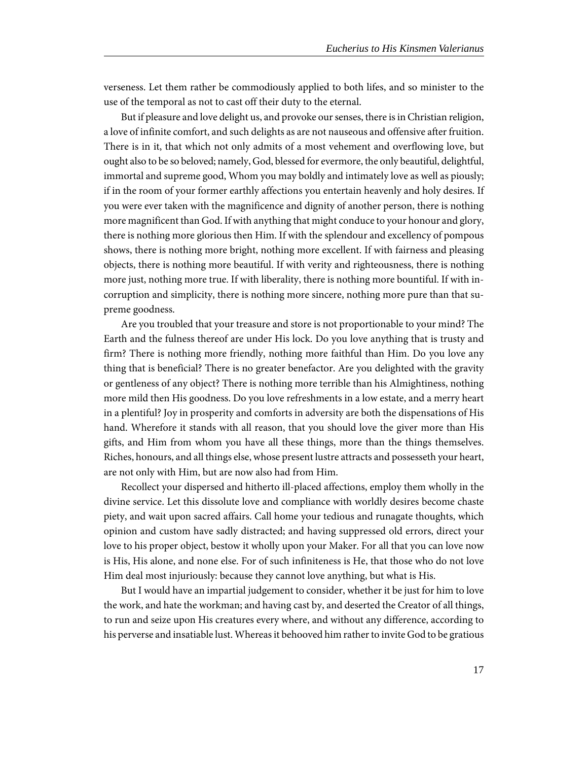verseness. Let them rather be commodiously applied to both lifes, and so minister to the use of the temporal as not to cast off their duty to the eternal.

But if pleasure and love delight us, and provoke our senses, there is in Christian religion, a love of infinite comfort, and such delights as are not nauseous and offensive after fruition. There is in it, that which not only admits of a most vehement and overflowing love, but ought also to be so beloved; namely, God, blessed for evermore, the only beautiful, delightful, immortal and supreme good, Whom you may boldly and intimately love as well as piously; if in the room of your former earthly affections you entertain heavenly and holy desires. If you were ever taken with the magnificence and dignity of another person, there is nothing more magnificent than God. If with anything that might conduce to your honour and glory, there is nothing more glorious then Him. If with the splendour and excellency of pompous shows, there is nothing more bright, nothing more excellent. If with fairness and pleasing objects, there is nothing more beautiful. If with verity and righteousness, there is nothing more just, nothing more true. If with liberality, there is nothing more bountiful. If with incorruption and simplicity, there is nothing more sincere, nothing more pure than that supreme goodness.

Are you troubled that your treasure and store is not proportionable to your mind? The Earth and the fulness thereof are under His lock. Do you love anything that is trusty and firm? There is nothing more friendly, nothing more faithful than Him. Do you love any thing that is beneficial? There is no greater benefactor. Are you delighted with the gravity or gentleness of any object? There is nothing more terrible than his Almightiness, nothing more mild then His goodness. Do you love refreshments in a low estate, and a merry heart in a plentiful? Joy in prosperity and comforts in adversity are both the dispensations of His hand. Wherefore it stands with all reason, that you should love the giver more than His gifts, and Him from whom you have all these things, more than the things themselves. Riches, honours, and all things else, whose present lustre attracts and possesseth your heart, are not only with Him, but are now also had from Him.

Recollect your dispersed and hitherto ill-placed affections, employ them wholly in the divine service. Let this dissolute love and compliance with worldly desires become chaste piety, and wait upon sacred affairs. Call home your tedious and runagate thoughts, which opinion and custom have sadly distracted; and having suppressed old errors, direct your love to his proper object, bestow it wholly upon your Maker. For all that you can love now is His, His alone, and none else. For of such infiniteness is He, that those who do not love Him deal most injuriously: because they cannot love anything, but what is His.

But I would have an impartial judgement to consider, whether it be just for him to love the work, and hate the workman; and having cast by, and deserted the Creator of all things, to run and seize upon His creatures every where, and without any difference, according to his perverse and insatiable lust. Whereas it behooved him rather to invite God to be gratious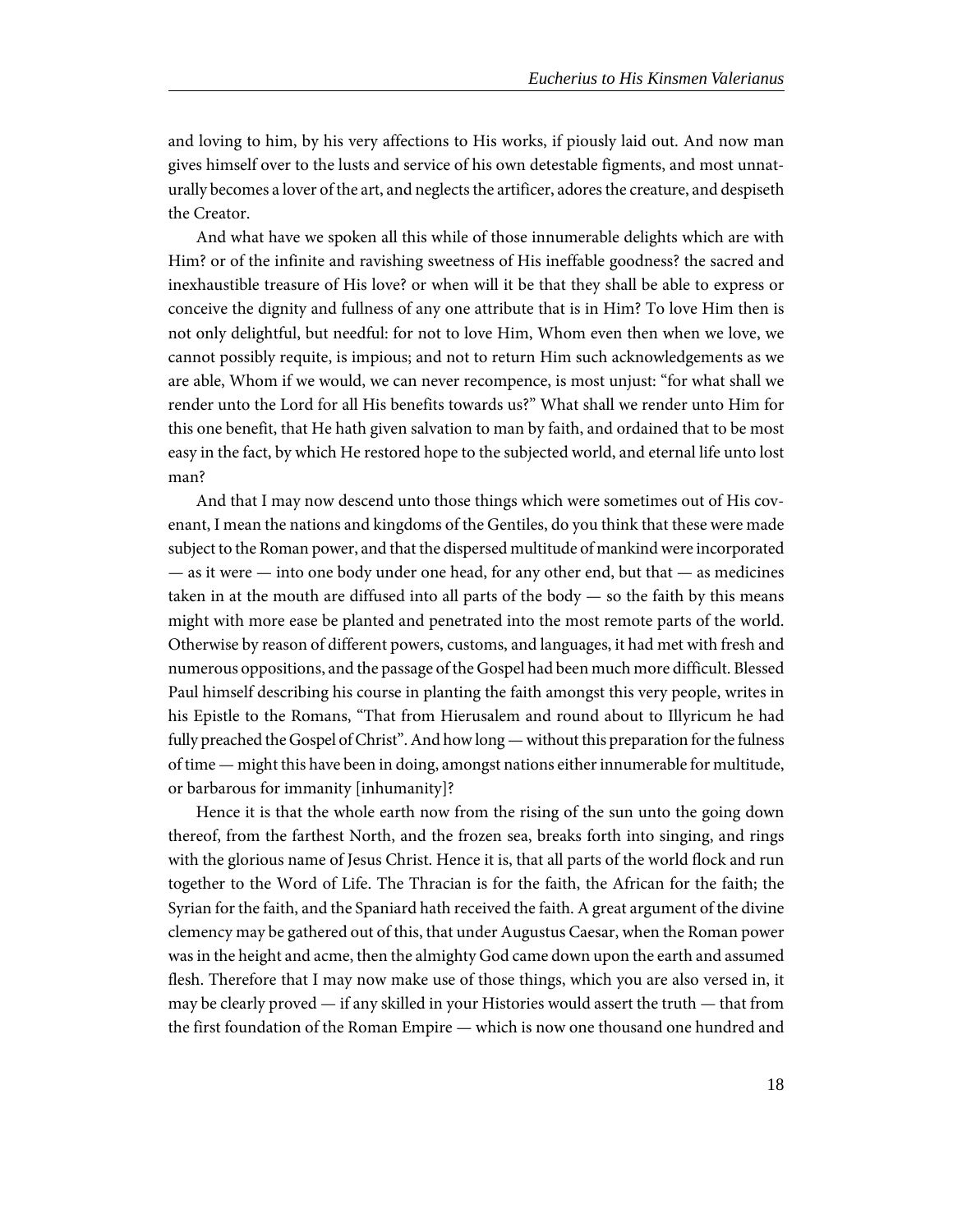and loving to him, by his very affections to His works, if piously laid out. And now man gives himself over to the lusts and service of his own detestable figments, and most unnaturally becomes a lover of the art, and neglects the artificer, adores the creature, and despiseth the Creator.

And what have we spoken all this while of those innumerable delights which are with Him? or of the infinite and ravishing sweetness of His ineffable goodness? the sacred and inexhaustible treasure of His love? or when will it be that they shall be able to express or conceive the dignity and fullness of any one attribute that is in Him? To love Him then is not only delightful, but needful: for not to love Him, Whom even then when we love, we cannot possibly requite, is impious; and not to return Him such acknowledgements as we are able, Whom if we would, we can never recompence, is most unjust: "for what shall we render unto the Lord for all His benefits towards us?" What shall we render unto Him for this one benefit, that He hath given salvation to man by faith, and ordained that to be most easy in the fact, by which He restored hope to the subjected world, and eternal life unto lost man?

And that I may now descend unto those things which were sometimes out of His covenant, I mean the nations and kingdoms of the Gentiles, do you think that these were made subject to the Roman power, and that the dispersed multitude of mankind were incorporated — as it were — into one body under one head, for any other end, but that — as medicines taken in at the mouth are diffused into all parts of the body — so the faith by this means might with more ease be planted and penetrated into the most remote parts of the world. Otherwise by reason of different powers, customs, and languages, it had met with fresh and numerous oppositions, and the passage of the Gospel had been much more difficult. Blessed Paul himself describing his course in planting the faith amongst this very people, writes in his Epistle to the Romans, "That from Hierusalem and round about to Illyricum he had fully preached the Gospel of Christ". And how long — without this preparation for the fulness of time — might this have been in doing, amongst nations either innumerable for multitude, or barbarous for immanity [inhumanity]?

Hence it is that the whole earth now from the rising of the sun unto the going down thereof, from the farthest North, and the frozen sea, breaks forth into singing, and rings with the glorious name of Jesus Christ. Hence it is, that all parts of the world flock and run together to the Word of Life. The Thracian is for the faith, the African for the faith; the Syrian for the faith, and the Spaniard hath received the faith. A great argument of the divine clemency may be gathered out of this, that under Augustus Caesar, when the Roman power was in the height and acme, then the almighty God came down upon the earth and assumed flesh. Therefore that I may now make use of those things, which you are also versed in, it may be clearly proved — if any skilled in your Histories would assert the truth — that from the first foundation of the Roman Empire — which is now one thousand one hundred and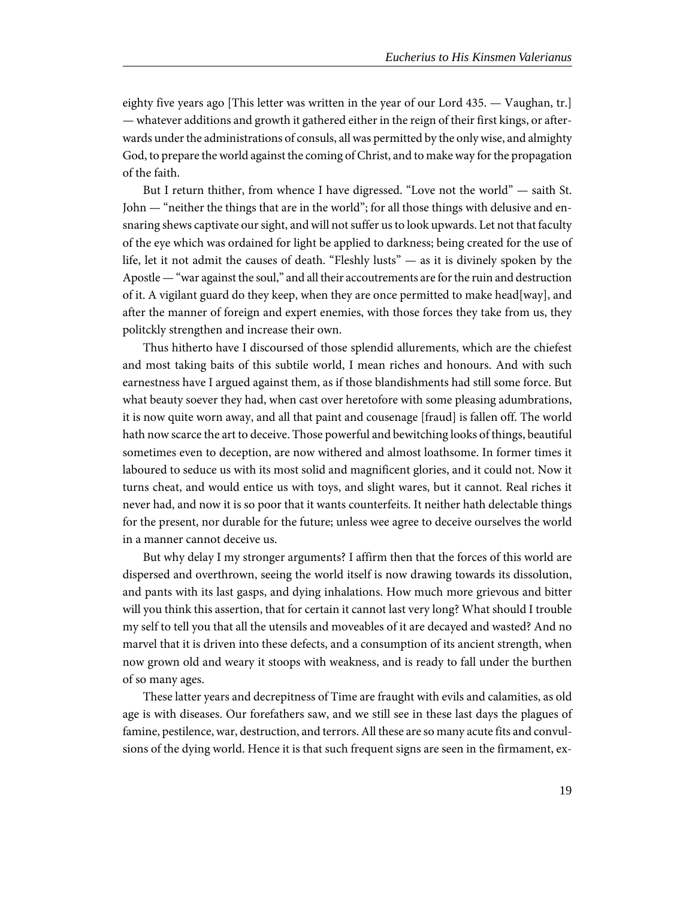eighty five years ago [This letter was written in the year of our Lord 435. — Vaughan, tr.] — whatever additions and growth it gathered either in the reign of their first kings, or afterwards under the administrations of consuls, all was permitted by the only wise, and almighty God, to prepare the world against the coming of Christ, and to make way for the propagation of the faith.

But I return thither, from whence I have digressed. "Love not the world" — saith St. John — "neither the things that are in the world"; for all those things with delusive and ensnaring shews captivate our sight, and will not suffer us to look upwards. Let not that faculty of the eye which was ordained for light be applied to darkness; being created for the use of life, let it not admit the causes of death. "Fleshly lusts" — as it is divinely spoken by the Apostle — "war against the soul," and all their accoutrements are for the ruin and destruction of it. A vigilant guard do they keep, when they are once permitted to make head[way], and after the manner of foreign and expert enemies, with those forces they take from us, they politckly strengthen and increase their own.

Thus hitherto have I discoursed of those splendid allurements, which are the chiefest and most taking baits of this subtile world, I mean riches and honours. And with such earnestness have I argued against them, as if those blandishments had still some force. But what beauty soever they had, when cast over heretofore with some pleasing adumbrations, it is now quite worn away, and all that paint and cousenage [fraud] is fallen off. The world hath now scarce the art to deceive. Those powerful and bewitching looks of things, beautiful sometimes even to deception, are now withered and almost loathsome. In former times it laboured to seduce us with its most solid and magnificent glories, and it could not. Now it turns cheat, and would entice us with toys, and slight wares, but it cannot. Real riches it never had, and now it is so poor that it wants counterfeits. It neither hath delectable things for the present, nor durable for the future; unless wee agree to deceive ourselves the world in a manner cannot deceive us.

But why delay I my stronger arguments? I affirm then that the forces of this world are dispersed and overthrown, seeing the world itself is now drawing towards its dissolution, and pants with its last gasps, and dying inhalations. How much more grievous and bitter will you think this assertion, that for certain it cannot last very long? What should I trouble my self to tell you that all the utensils and moveables of it are decayed and wasted? And no marvel that it is driven into these defects, and a consumption of its ancient strength, when now grown old and weary it stoops with weakness, and is ready to fall under the burthen of so many ages.

These latter years and decrepitness of Time are fraught with evils and calamities, as old age is with diseases. Our forefathers saw, and we still see in these last days the plagues of famine, pestilence, war, destruction, and terrors. All these are so many acute fits and convulsions of the dying world. Hence it is that such frequent signs are seen in the firmament, ex-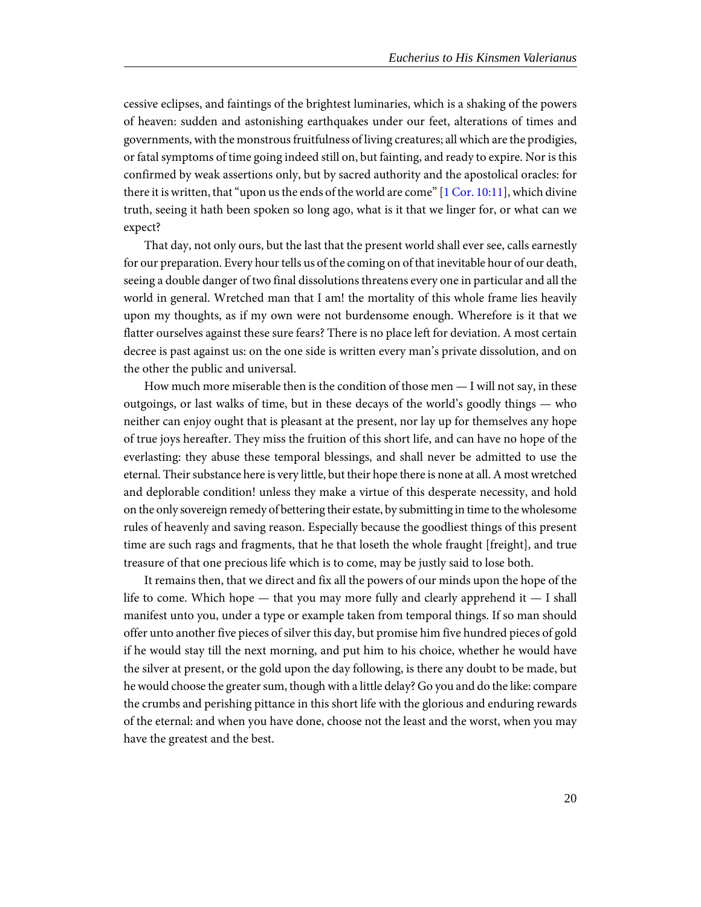cessive eclipses, and faintings of the brightest luminaries, which is a shaking of the powers of heaven: sudden and astonishing earthquakes under our feet, alterations of times and governments, with the monstrous fruitfulness of living creatures; all which are the prodigies, or fatal symptoms of time going indeed still on, but fainting, and ready to expire. Nor is this confirmed by weak assertions only, but by sacred authority and the apostolical oracles: for there it is written, that "upon us the ends of the world are come" [1 Cor. 10:11], which divine truth, seeing it hath been spoken so long ago, what is it that we linger for, or what can we expect?

That day, not only ours, but the last that the present world shall ever see, calls earnestly for our preparation. Every hour tells us of the coming on of that inevitable hour of our death, seeing a double danger of two final dissolutions threatens every one in particular and all the world in general. Wretched man that I am! the mortality of this whole frame lies heavily upon my thoughts, as if my own were not burdensome enough. Wherefore is it that we flatter ourselves against these sure fears? There is no place left for deviation. A most certain decree is past against us: on the one side is written every man's private dissolution, and on the other the public and universal.

How much more miserable then is the condition of those men — I will not say, in these outgoings, or last walks of time, but in these decays of the world's goodly things — who neither can enjoy ought that is pleasant at the present, nor lay up for themselves any hope of true joys hereafter. They miss the fruition of this short life, and can have no hope of the everlasting: they abuse these temporal blessings, and shall never be admitted to use the eternal. Their substance here is very little, but their hope there is none at all. A most wretched and deplorable condition! unless they make a virtue of this desperate necessity, and hold on the only sovereign remedy of bettering their estate, by submitting in time to the wholesome rules of heavenly and saving reason. Especially because the goodliest things of this present time are such rags and fragments, that he that loseth the whole fraught [freight], and true treasure of that one precious life which is to come, may be justly said to lose both.

It remains then, that we direct and fix all the powers of our minds upon the hope of the life to come. Which hope — that you may more fully and clearly apprehend it — I shall manifest unto you, under a type or example taken from temporal things. If so man should offer unto another five pieces of silver this day, but promise him five hundred pieces of gold if he would stay till the next morning, and put him to his choice, whether he would have the silver at present, or the gold upon the day following, is there any doubt to be made, but he would choose the greater sum, though with a little delay? Go you and do the like: compare the crumbs and perishing pittance in this short life with the glorious and enduring rewards of the eternal: and when you have done, choose not the least and the worst, when you may have the greatest and the best.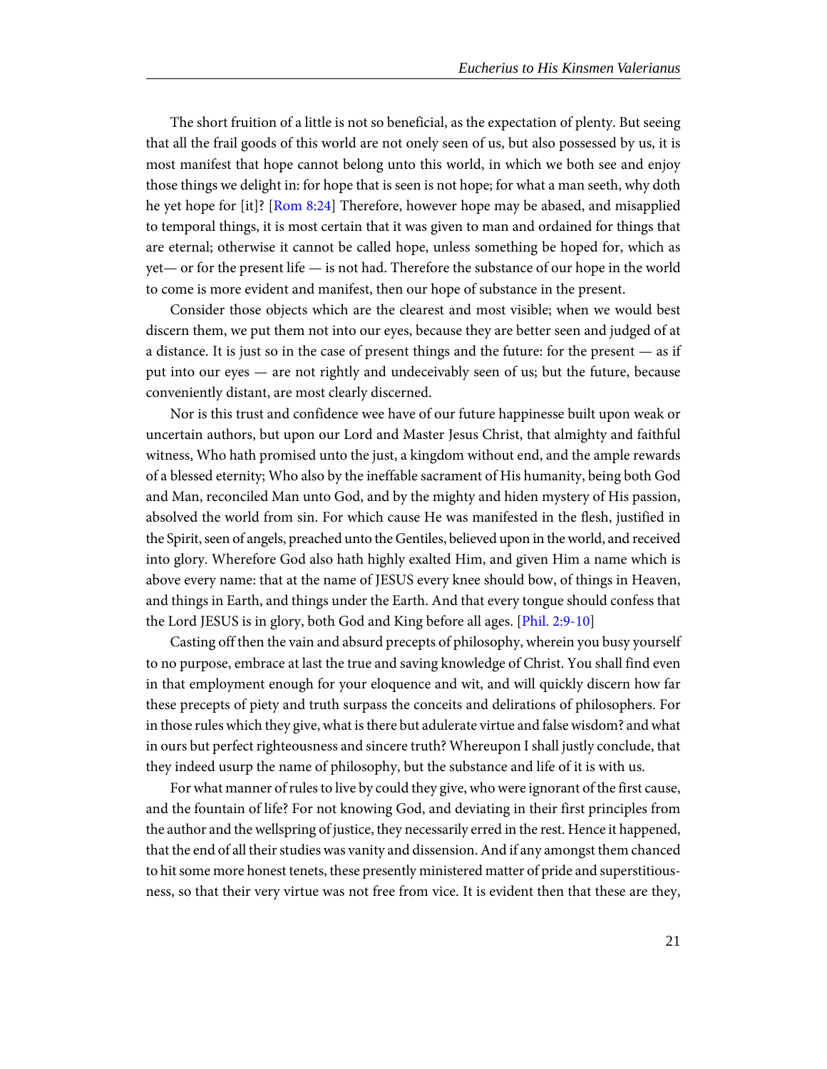The short fruition of a little is not so beneficial, as the expectation of plenty. But seeing that all the frail goods of this world are not onely seen of us, but also possessed by us, it is most manifest that hope cannot belong unto this world, in which we both see and enjoy those things we delight in: for hope that is seen is not hope; for what a man seeth, why doth he yet hope for [it]? [Rom 8:24] Therefore, however hope may be abased, and misapplied to temporal things, it is most certain that it was given to man and ordained for things that are eternal; otherwise it cannot be called hope, unless something be hoped for, which as yet— or for the present life — is not had. Therefore the substance of our hope in the world to come is more evident and manifest, then our hope of substance in the present.

Consider those objects which are the clearest and most visible; when we would best discern them, we put them not into our eyes, because they are better seen and judged of at a distance. It is just so in the case of present things and the future: for the present — as if put into our eyes — are not rightly and undeceivably seen of us; but the future, because conveniently distant, are most clearly discerned.

Nor is this trust and confidence wee have of our future happinesse built upon weak or uncertain authors, but upon our Lord and Master Jesus Christ, that almighty and faithful witness, Who hath promised unto the just, a kingdom without end, and the ample rewards of a blessed eternity; Who also by the ineffable sacrament of His humanity, being both God and Man, reconciled Man unto God, and by the mighty and hiden mystery of His passion, absolved the world from sin. For which cause He was manifested in the flesh, justified in the Spirit, seen of angels, preached unto the Gentiles, believed upon in the world, and received into glory. Wherefore God also hath highly exalted Him, and given Him a name which is above every name: that at the name of JESUS every knee should bow, of things in Heaven, and things in Earth, and things under the Earth. And that every tongue should confess that the Lord JESUS is in glory, both God and King before all ages. [Phil. 2:9-10]

Casting off then the vain and absurd precepts of philosophy, wherein you busy yourself to no purpose, embrace at last the true and saving knowledge of Christ. You shall find even in that employment enough for your eloquence and wit, and will quickly discern how far these precepts of piety and truth surpass the conceits and delirations of philosophers. For in those rules which they give, what is there but adulerate virtue and false wisdom? and what in ours but perfect righteousness and sincere truth? Whereupon I shall justly conclude, that they indeed usurp the name of philosophy, but the substance and life of it is with us.

For what manner of rules to live by could they give, who were ignorant of the first cause, and the fountain of life? For not knowing God, and deviating in their first principles from the author and the wellspring of justice, they necessarily erred in the rest. Hence it happened, that the end of all their studies was vanity and dissension. And if any amongst them chanced to hit some more honest tenets, these presently ministered matter of pride and superstitiousness, so that their very virtue was not free from vice. It is evident then that these are they,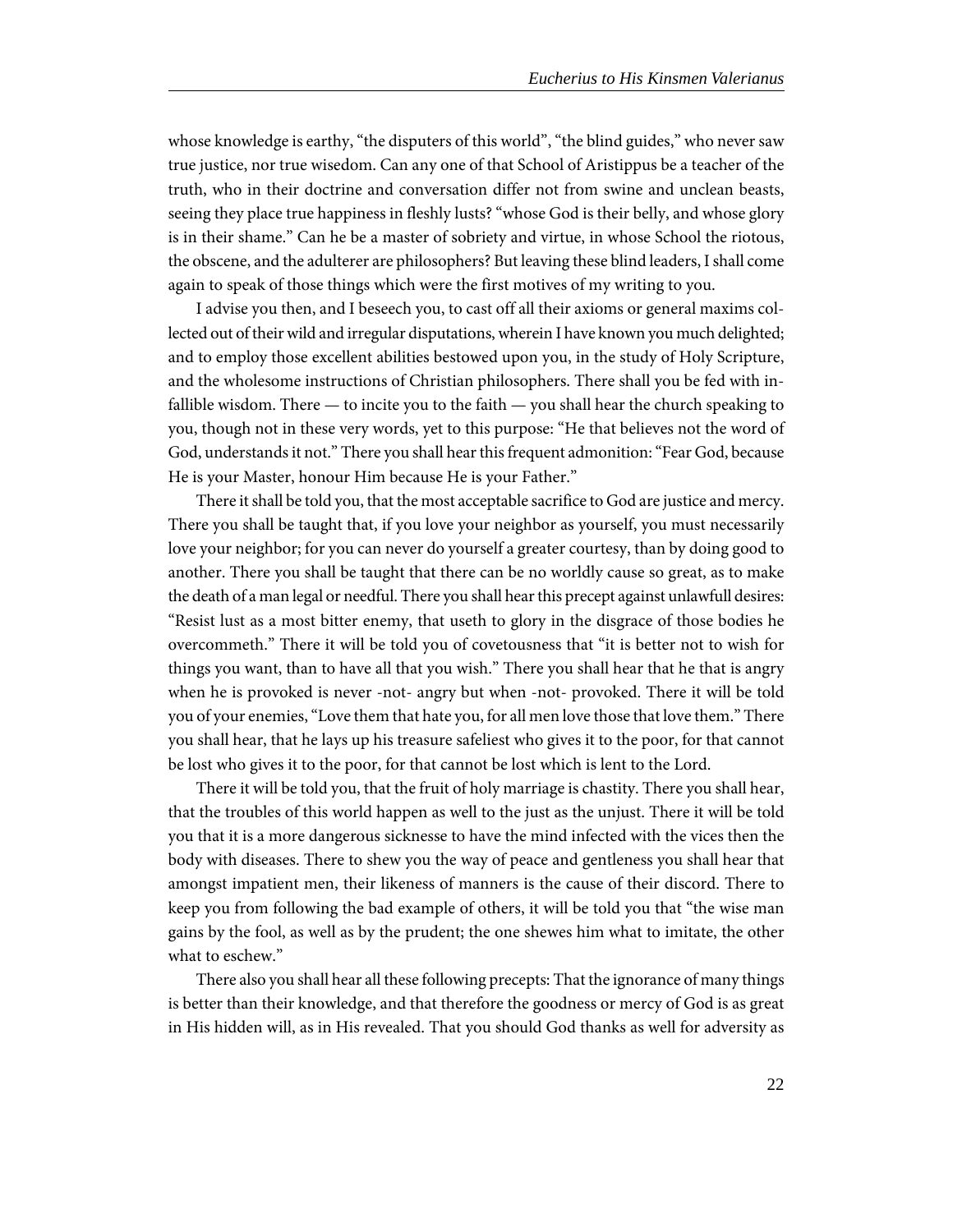whose knowledge is earthy, “the disputers of this world”, “the blind guides,” who never saw true justice, nor true wisedom. Can any one of that School of Aristippus be a teacher of the truth, who in their doctrine and conversation differ not from swine and unclean beasts, seeing they place true happiness in fleshly lusts? “whose God is their belly, and whose glory is in their shame.” Can he be a master of sobriety and virtue, in whose School the riotous, the obscene, and the adulterer are philosophers? But leaving these blind leaders, I shall come again to speak of those things which were the first motives of my writing to you.

I advise you then, and I beseech you, to cast off all their axioms or general maxims collected out of their wild and irregular disputations, wherein I have known you much delighted; and to employ those excellent abilities bestowed upon you, in the study of Holy Scripture, and the wholesome instructions of Christian philosophers. There shall you be fed with infallible wisdom. There — to incite you to the faith — you shall hear the church speaking to you, though not in these very words, yet to this purpose: “He that believes not the word of God, understands it not.” There you shall hear this frequent admonition: “Fear God, because He is your Master, honour Him because He is your Father.”

There it shall be told you, that the most acceptable sacrifice to God are justice and mercy. There you shall be taught that, if you love your neighbor as yourself, you must necessarily love your neighbor; for you can never do yourself a greater courtesy, than by doing good to another. There you shall be taught that there can be no worldly cause so great, as to make the death of a man legal or needful. There you shall hear this precept against unlawfull desires: “Resist lust as a most bitter enemy, that useth to glory in the disgrace of those bodies he overcommeth.” There it will be told you of covetousness that “it is better not to wish for things you want, than to have all that you wish.” There you shall hear that he that is angry when he is provoked is never -not- angry but when -not- provoked. There it will be told you of your enemies, “Love them that hate you, for all men love those that love them.” There you shall hear, that he lays up his treasure safeliest who gives it to the poor, for that cannot be lost who gives it to the poor, for that cannot be lost which is lent to the Lord.

There it will be told you, that the fruit of holy marriage is chastity. There you shall hear, that the troubles of this world happen as well to the just as the unjust. There it will be told you that it is a more dangerous sicknesse to have the mind infected with the vices then the body with diseases. There to shew you the way of peace and gentleness you shall hear that amongst impatient men, their likeness of manners is the cause of their discord. There to keep you from following the bad example of others, it will be told you that “the wise man gains by the fool, as well as by the prudent; the one shewes him what to imitate, the other what to eschew.”

There also you shall hear all these following precepts: That the ignorance of many things is better than their knowledge, and that therefore the goodness or mercy of God is as great in His hidden will, as in His revealed. That you should God thanks as well for adversity as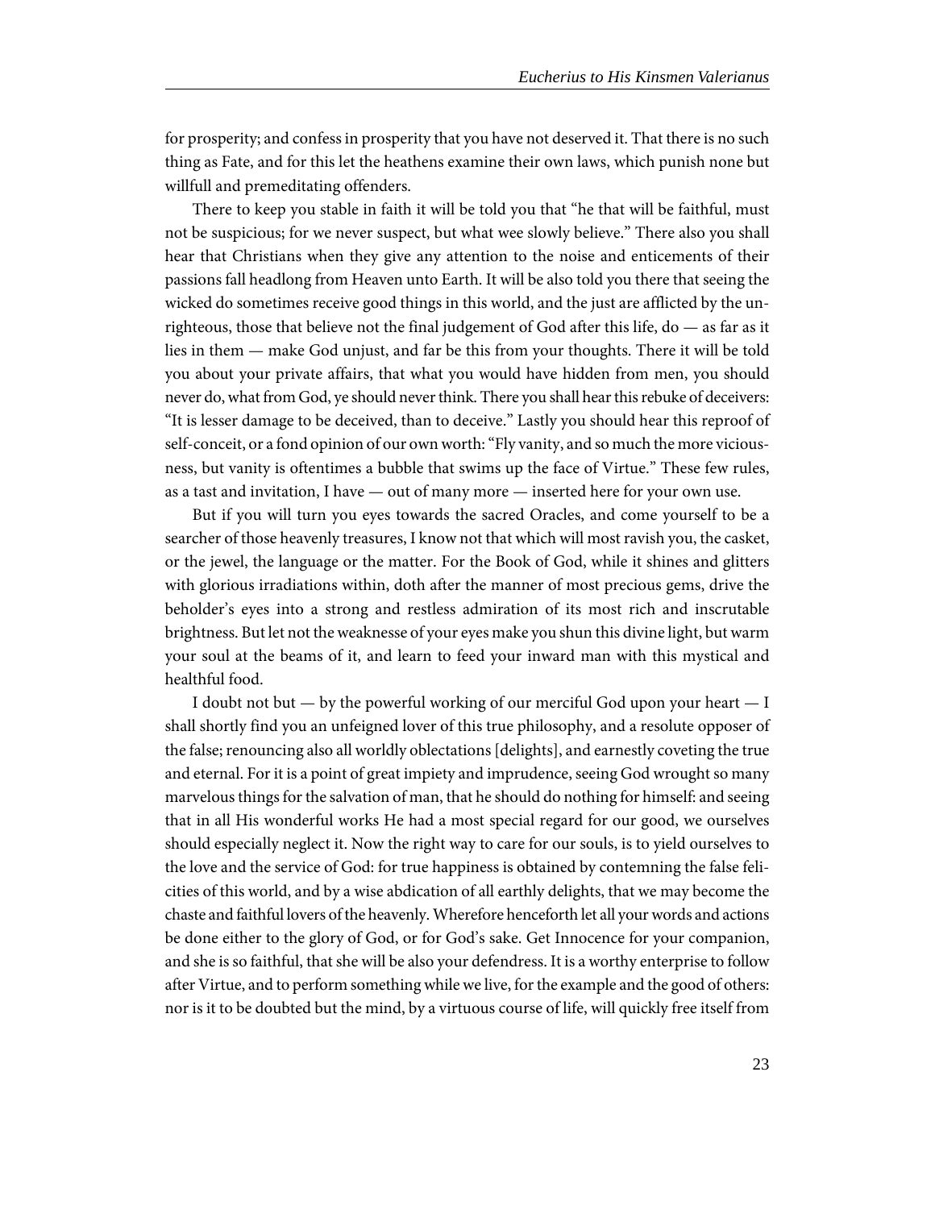for prosperity; and confess in prosperity that you have not deserved it. That there is no such thing as Fate, and for this let the heathens examine their own laws, which punish none but willfull and premeditating offenders.

There to keep you stable in faith it will be told you that "he that will be faithful, must not be suspicious; for we never suspect, but what wee slowly believe." There also you shall hear that Christians when they give any attention to the noise and enticements of their passions fall headlong from Heaven unto Earth. It will be also told you there that seeing the wicked do sometimes receive good things in this world, and the just are afflicted by the unrighteous, those that believe not the final judgement of God after this life, do — as far as it lies in them — make God unjust, and far be this from your thoughts. There it will be told you about your private affairs, that what you would have hidden from men, you should never do, what from God, ye should never think. There you shall hear this rebuke of deceivers: "It is lesser damage to be deceived, than to deceive." Lastly you should hear this reproof of self-conceit, or a fond opinion of our own worth: "Fly vanity, and so much the more viciousness, but vanity is oftentimes a bubble that swims up the face of Virtue." These few rules, as a tast and invitation, I have — out of many more — inserted here for your own use.

But if you will turn you eyes towards the sacred Oracles, and come yourself to be a searcher of those heavenly treasures, I know not that which will most ravish you, the casket, or the jewel, the language or the matter. For the Book of God, while it shines and glitters with glorious irradiations within, doth after the manner of most precious gems, drive the beholder's eyes into a strong and restless admiration of its most rich and inscrutable brightness. But let not the weaknesse of your eyes make you shun this divine light, but warm your soul at the beams of it, and learn to feed your inward man with this mystical and healthful food.

I doubt not but — by the powerful working of our merciful God upon your heart — I shall shortly find you an unfeigned lover of this true philosophy, and a resolute opposer of the false; renouncing also all worldly oblectations [delights], and earnestly coveting the true and eternal. For it is a point of great impiety and imprudence, seeing God wrought so many marvelous things for the salvation of man, that he should do nothing for himself: and seeing that in all His wonderful works He had a most special regard for our good, we ourselves should especially neglect it. Now the right way to care for our souls, is to yield ourselves to the love and the service of God: for true happiness is obtained by contemning the false felicities of this world, and by a wise abdication of all earthly delights, that we may become the chaste and faithful lovers of the heavenly. Wherefore henceforth let all your words and actions be done either to the glory of God, or for God's sake. Get Innocence for your companion, and she is so faithful, that she will be also your defendress. It is a worthy enterprise to follow after Virtue, and to perform something while we live, for the example and the good of others: nor is it to be doubted but the mind, by a virtuous course of life, will quickly free itself from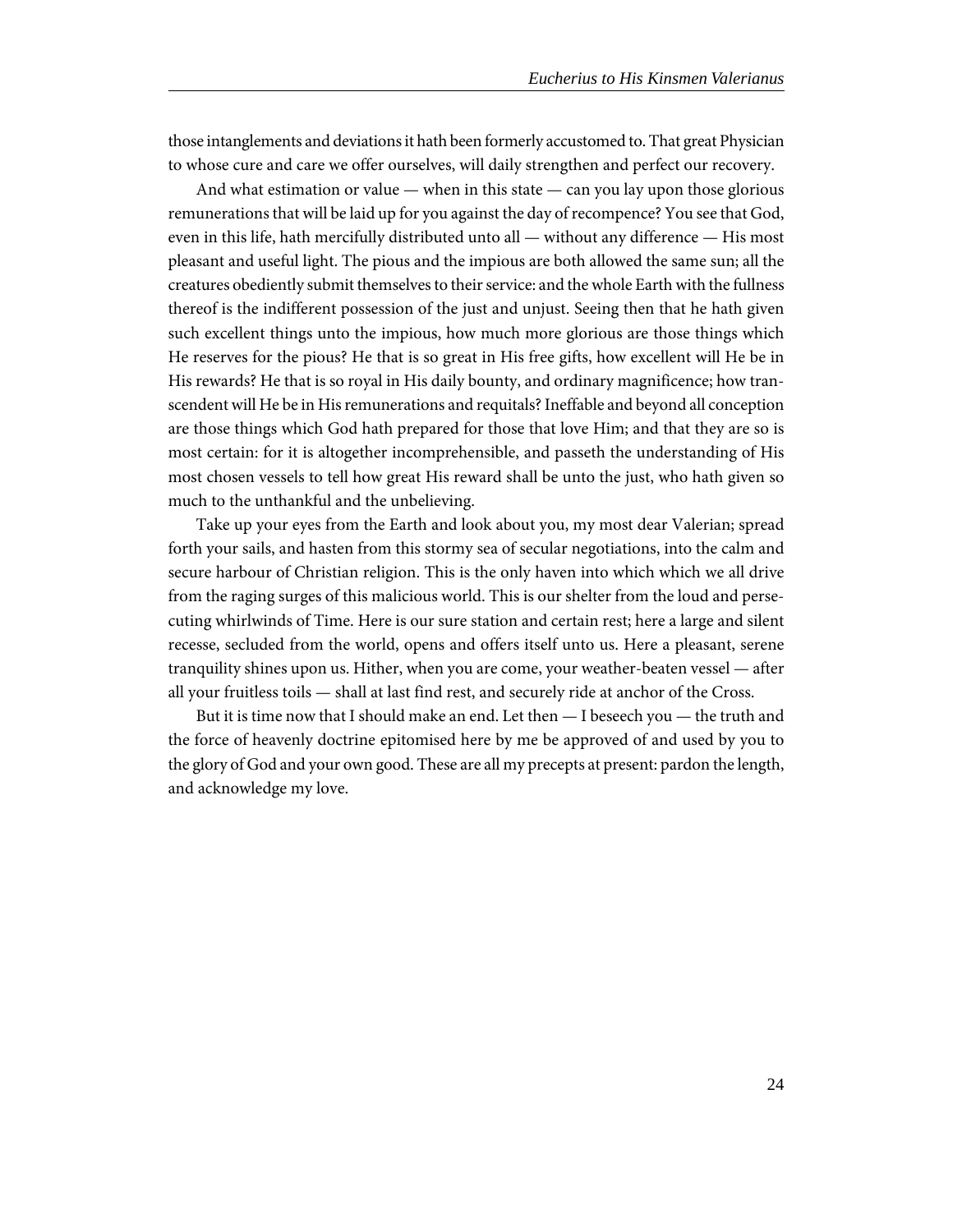those intanglements and deviations it hath been formerly accustomed to. That great Physician to whose cure and care we offer ourselves, will daily strengthen and perfect our recovery.

And what estimation or value — when in this state — can you lay upon those glorious remunerations that will be laid up for you against the day of recompence? You see that God, even in this life, hath mercifully distributed unto all — without any difference — His most pleasant and useful light. The pious and the impious are both allowed the same sun; all the creatures obediently submit themselves to their service: and the whole Earth with the fullness thereof is the indifferent possession of the just and unjust. Seeing then that he hath given such excellent things unto the impious, how much more glorious are those things which He reserves for the pious? He that is so great in His free gifts, how excellent will He be in His rewards? He that is so royal in His daily bounty, and ordinary magnificence; how transcendent will He be in His remunerations and requitals? Ineffable and beyond all conception are those things which God hath prepared for those that love Him; and that they are so is most certain: for it is altogether incomprehensible, and passeth the understanding of His most chosen vessels to tell how great His reward shall be unto the just, who hath given so much to the unthankful and the unbelieving.

Take up your eyes from the Earth and look about you, my most dear Valerian; spread forth your sails, and hasten from this stormy sea of secular negotiations, into the calm and secure harbour of Christian religion. This is the only haven into which which we all drive from the raging surges of this malicious world. This is our shelter from the loud and persecuting whirlwinds of Time. Here is our sure station and certain rest; here a large and silent recesse, secluded from the world, opens and offers itself unto us. Here a pleasant, serene tranquility shines upon us. Hither, when you are come, your weather-beaten vessel — after all your fruitless toils — shall at last find rest, and securely ride at anchor of the Cross.

But it is time now that I should make an end. Let then — I beseech you — the truth and the force of heavenly doctrine epitomised here by me be approved of and used by you to the glory of God and your own good. These are all my precepts at present: pardon the length, and acknowledge my love.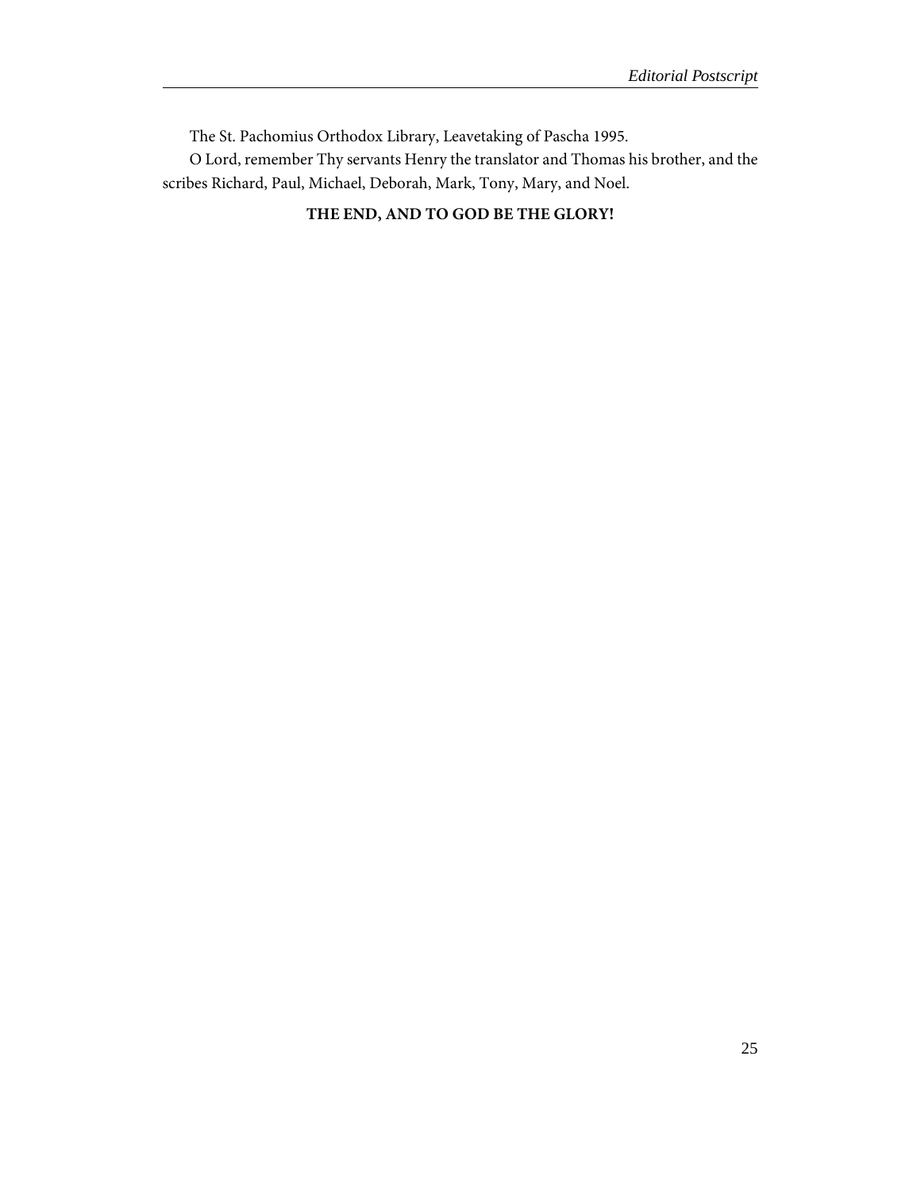The St. Pachomius Orthodox Library, Leavetaking of Pascha 1995.

O Lord, remember Thy servants Henry the translator and Thomas his brother, and the scribes Richard, Paul, Michael, Deborah, Mark, Tony, Mary, and Noel.

**THE END, AND TO GOD BE THE GLORY!**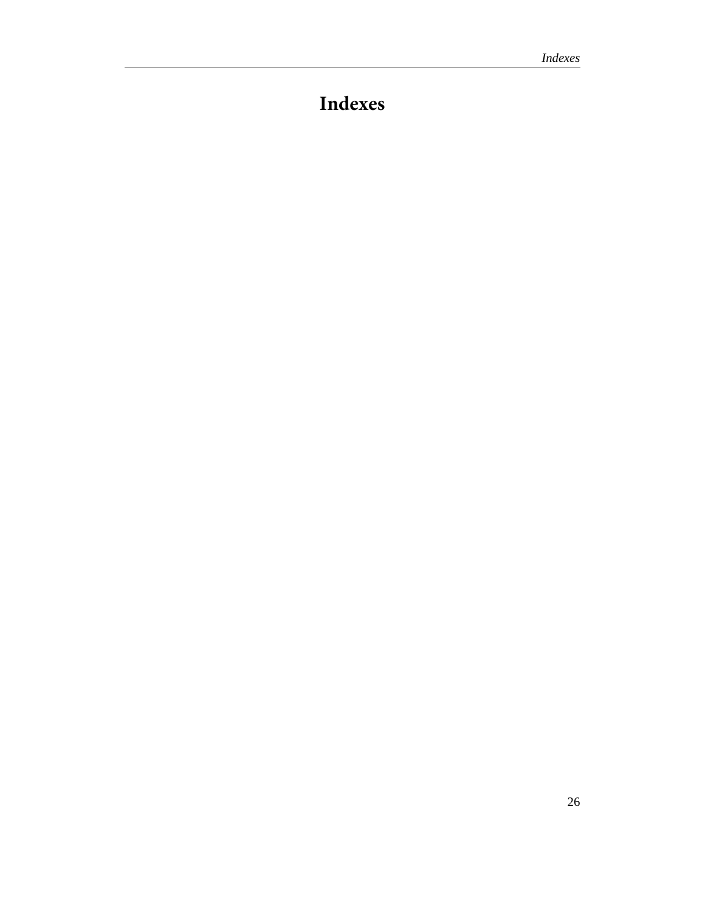# Indexes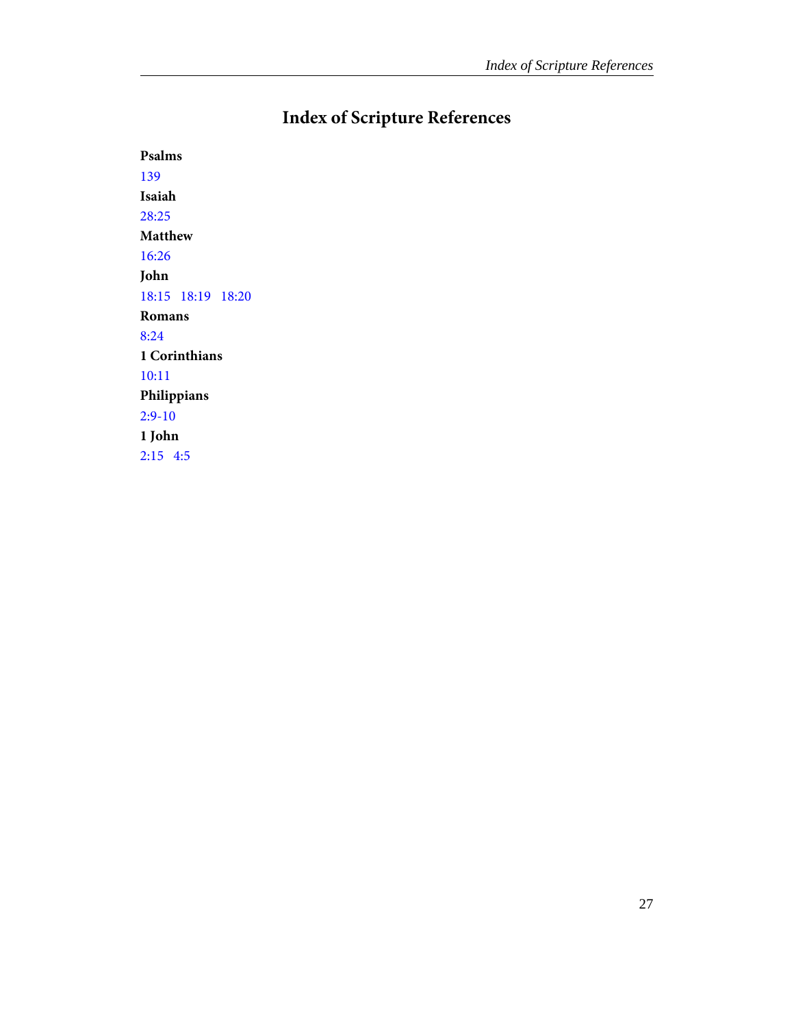# Index of Scripture References

**Psalms**

139

**Isaiah**

28:25

**Matthew**

16:26

**John**

18:15   18:19   18:20

**Romans**

8:24

**1 Corinthians**

10:11

**Philippians**

2:9-10

**1 John**

2:15   4:5